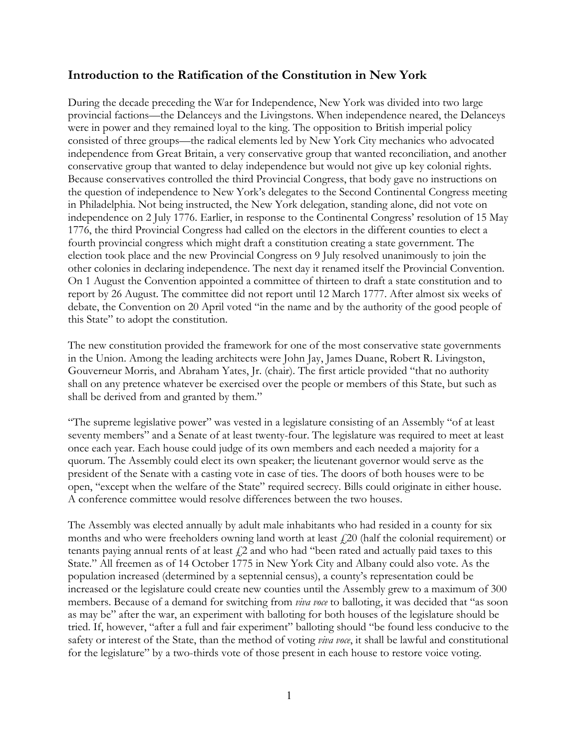## Introduction to the Ratification of the Constitution in New York

During the decade preceding the War for Independence, New York was divided into two large provincial factions—the Delanceys and the Livingstons. When independence neared, the Delanceys were in power and they remained loyal to the king. The opposition to British imperial policy consisted of three groups—the radical elements led by New York City mechanics who advocated independence from Great Britain, a very conservative group that wanted reconciliation, and another conservative group that wanted to delay independence but would not give up key colonial rights. Because conservatives controlled the third Provincial Congress, that body gave no instructions on the question of independence to New York's delegates to the Second Continental Congress meeting in Philadelphia. Not being instructed, the New York delegation, standing alone, did not vote on independence on 2 July 1776. Earlier, in response to the Continental Congress' resolution of 15 May 1776, the third Provincial Congress had called on the electors in the different counties to elect a fourth provincial congress which might draft a constitution creating a state government. The election took place and the new Provincial Congress on 9 July resolved unanimously to join the other colonies in declaring independence. The next day it renamed itself the Provincial Convention. On 1 August the Convention appointed a committee of thirteen to draft a state constitution and to report by 26 August. The committee did not report until 12 March 1777. After almost six weeks of debate, the Convention on 20 April voted "in the name and by the authority of the good people of this State" to adopt the constitution.

The new constitution provided the framework for one of the most conservative state governments in the Union. Among the leading architects were John Jay, James Duane, Robert R. Livingston, Gouverneur Morris, and Abraham Yates, Jr. (chair). The first article provided "that no authority shall on any pretence whatever be exercised over the people or members of this State, but such as shall be derived from and granted by them."

"The supreme legislative power" was vested in a legislature consisting of an Assembly "of at least seventy members" and a Senate of at least twenty-four. The legislature was required to meet at least once each year. Each house could judge of its own members and each needed a majority for a quorum. The Assembly could elect its own speaker; the lieutenant governor would serve as the president of the Senate with a casting vote in case of ties. The doors of both houses were to be open, "except when the welfare of the State" required secrecy. Bills could originate in either house. A conference committee would resolve differences between the two houses.

The Assembly was elected annually by adult male inhabitants who had resided in a county for six months and who were freeholders owning land worth at least £20 (half the colonial requirement) or tenants paying annual rents of at least £2 and who had "been rated and actually paid taxes to this State." All freemen as of 14 October 1775 in New York City and Albany could also vote. As the population increased (determined by a septennial census), a county's representation could be increased or the legislature could create new counties until the Assembly grew to a maximum of 300 members. Because of a demand for switching from *viva voce* to balloting, it was decided that "as soon as may be" after the war, an experiment with balloting for both houses of the legislature should be tried. If, however, "after a full and fair experiment" balloting should "be found less conducive to the safety or interest of the State, than the method of voting *viva voce*, it shall be lawful and constitutional for the legislature" by a two-thirds vote of those present in each house to restore voice voting.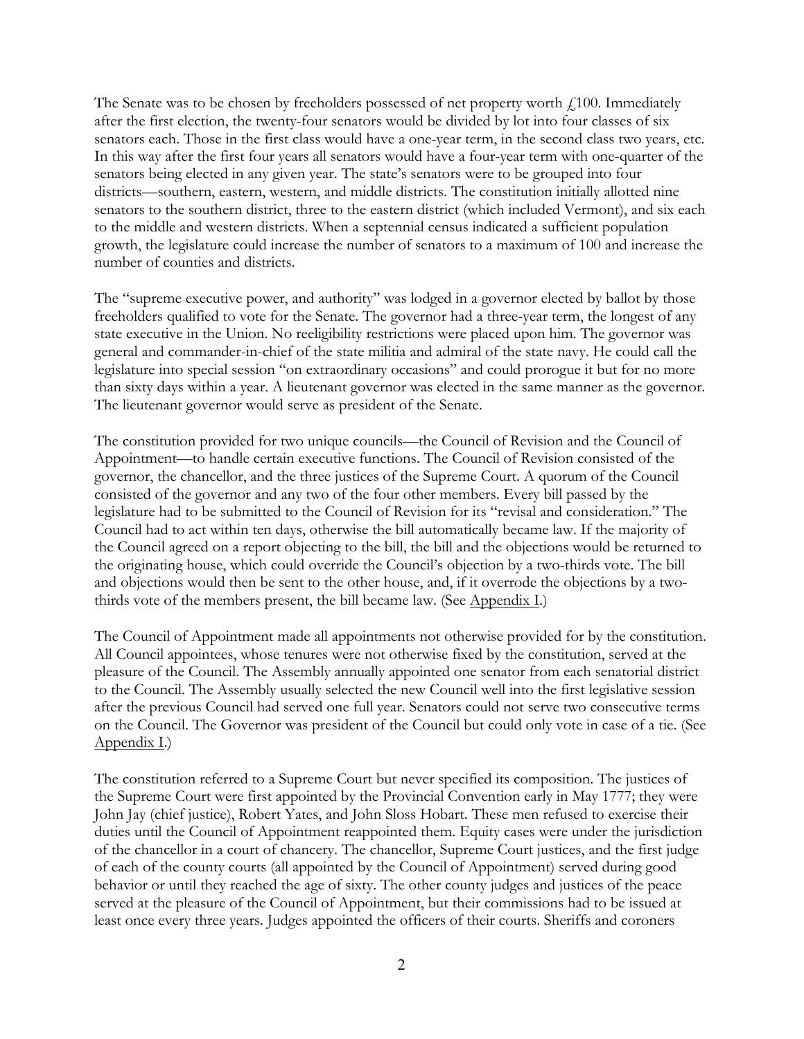The Senate was to be chosen by freeholders possessed of net property worth £100. Immediately after the first election, the twenty-four senators would be divided by lot into four classes of six senators each. Those in the first class would have a one-year term, in the second class two years, etc. In this way after the first four years all senators would have a four-year term with one-quarter of the senators being elected in any given year. The state's senators were to be grouped into four districts—southern, eastern, western, and middle districts. The constitution initially allotted nine senators to the southern district, three to the eastern district (which included Vermont), and six each to the middle and western districts. When a septennial census indicated a sufficient population growth, the legislature could increase the number of senators to a maximum of 100 and increase the number of counties and districts.

The "supreme executive power, and authority" was lodged in a governor elected by ballot by those freeholders qualified to vote for the Senate. The governor had a three-year term, the longest of any state executive in the Union. No reeligibility restrictions were placed upon him. The governor was general and commander-in-chief of the state militia and admiral of the state navy. He could call the legislature into special session "on extraordinary occasions" and could prorogue it but for no more than sixty days within a year. A lieutenant governor was elected in the same manner as the governor. The lieutenant governor would serve as president of the Senate.

The constitution provided for two unique councils—the Council of Revision and the Council of Appointment—to handle certain executive functions. The Council of Revision consisted of the governor, the chancellor, and the three justices of the Supreme Court. A quorum of the Council consisted of the governor and any two of the four other members. Every bill passed by the legislature had to be submitted to the Council of Revision for its "revisal and consideration." The Council had to act within ten days, otherwise the bill automatically became law. If the majority of the Council agreed on a report objecting to the bill, the bill and the objections would be returned to the originating house, which could override the Council's objection by a two-thirds vote. The bill and objections would then be sent to the other house, and, if it overrode the objections by a two-thirds vote of the members present, the bill became law. (See Appendix I.)

The Council of Appointment made all appointments not otherwise provided for by the constitution. All Council appointees, whose tenures were not otherwise fixed by the constitution, served at the pleasure of the Council. The Assembly annually appointed one senator from each senatorial district to the Council. The Assembly usually selected the new Council well into the first legislative session after the previous Council had served one full year. Senators could not serve two consecutive terms on the Council. The Governor was president of the Council but could only vote in case of a tie. (See Appendix I.)

The constitution referred to a Supreme Court but never specified its composition. The justices of the Supreme Court were first appointed by the Provincial Convention early in May 1777; they were John Jay (chief justice), Robert Yates, and John Sloss Hobart. These men refused to exercise their duties until the Council of Appointment reappointed them. Equity cases were under the jurisdiction of the chancellor in a court of chancery. The chancellor, Supreme Court justices, and the first judge of each of the county courts (all appointed by the Council of Appointment) served during good behavior or until they reached the age of sixty. The other county judges and justices of the peace served at the pleasure of the Council of Appointment, but their commissions had to be issued at least once every three years. Judges appointed the officers of their courts. Sheriffs and coroners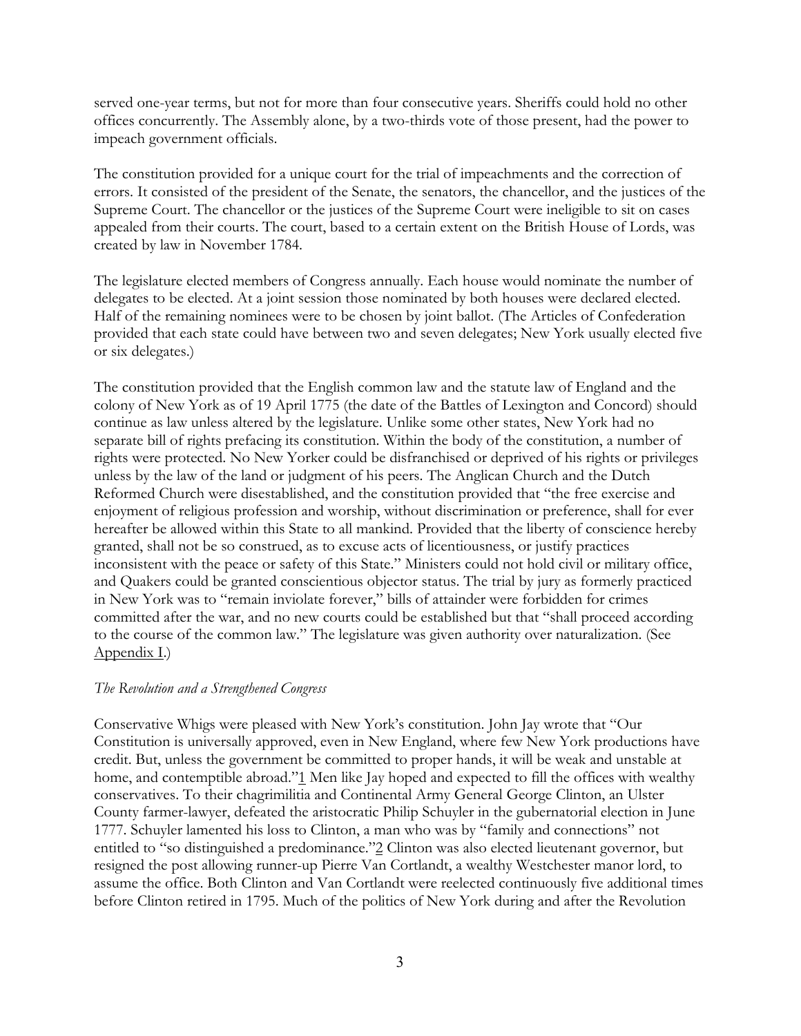served one-year terms, but not for more than four consecutive years. Sheriffs could hold no other offices concurrently. The Assembly alone, by a two-thirds vote of those present, had the power to impeach government officials.

The constitution provided for a unique court for the trial of impeachments and the correction of errors. It consisted of the president of the Senate, the senators, the chancellor, and the justices of the Supreme Court. The chancellor or the justices of the Supreme Court were ineligible to sit on cases appealed from their courts. The court, based to a certain extent on the British House of Lords, was created by law in November 1784.

The legislature elected members of Congress annually. Each house would nominate the number of delegates to be elected. At a joint session those nominated by both houses were declared elected. Half of the remaining nominees were to be chosen by joint ballot. (The Articles of Confederation provided that each state could have between two and seven delegates; New York usually elected five or six delegates.)

The constitution provided that the English common law and the statute law of England and the colony of New York as of 19 April 1775 (the date of the Battles of Lexington and Concord) should continue as law unless altered by the legislature. Unlike some other states, New York had no separate bill of rights prefacing its constitution. Within the body of the constitution, a number of rights were protected. No New Yorker could be disfranchised or deprived of his rights or privileges unless by the law of the land or judgment of his peers. The Anglican Church and the Dutch Reformed Church were disestablished, and the constitution provided that "the free exercise and enjoyment of religious profession and worship, without discrimination or preference, shall for ever hereafter be allowed within this State to all mankind. Provided that the liberty of conscience hereby granted, shall not be so construed, as to excuse acts of licentiousness, or justify practices inconsistent with the peace or safety of this State." Ministers could not hold civil or military office, and Quakers could be granted conscientious objector status. The trial by jury as formerly practiced in New York was to "remain inviolate forever," bills of attainder were forbidden for crimes committed after the war, and no new courts could be established but that "shall proceed according to the course of the common law." The legislature was given authority over naturalization. (See Appendix I.)

*The Revolution and a Strengthened Congress*

Conservative Whigs were pleased with New York's constitution. John Jay wrote that "Our Constitution is universally approved, even in New England, where few New York productions have credit. But, unless the government be committed to proper hands, it will be weak and unstable at home, and contemptible abroad."[1] Men like Jay hoped and expected to fill the offices with wealthy conservatives. To their chagrimilitia and Continental Army General George Clinton, an Ulster County farmer-lawyer, defeated the aristocratic Philip Schuyler in the gubernatorial election in June 1777. Schuyler lamented his loss to Clinton, a man who was by "family and connections" not entitled to "so distinguished a predominance."[2] Clinton was also elected lieutenant governor, but resigned the post allowing runner-up Pierre Van Cortlandt, a wealthy Westchester manor lord, to assume the office. Both Clinton and Van Cortlandt were reelected continuously five additional times before Clinton retired in 1795. Much of the politics of New York during and after the Revolution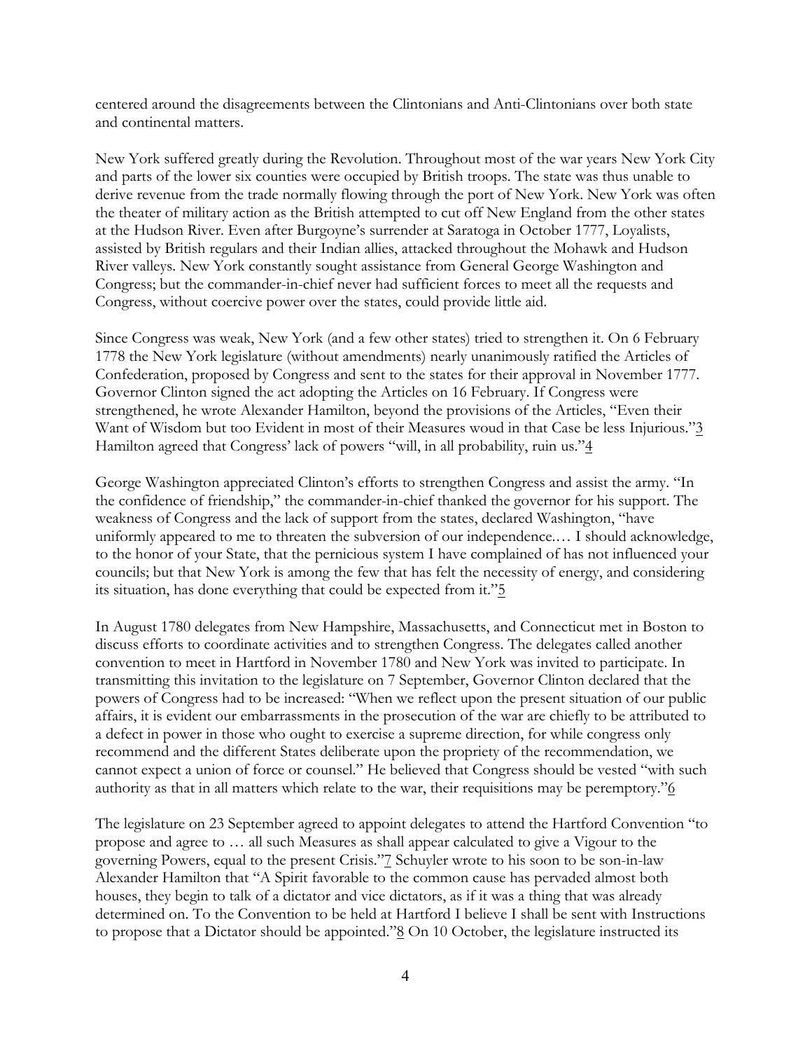centered around the disagreements between the Clintonians and Anti-Clintonians over both state and continental matters.

New York suffered greatly during the Revolution. Throughout most of the war years New York City and parts of the lower six counties were occupied by British troops. The state was thus unable to derive revenue from the trade normally flowing through the port of New York. New York was often the theater of military action as the British attempted to cut off New England from the other states at the Hudson River. Even after Burgoyne's surrender at Saratoga in October 1777, Loyalists, assisted by British regulars and their Indian allies, attacked throughout the Mohawk and Hudson River valleys. New York constantly sought assistance from General George Washington and Congress; but the commander-in-chief never had sufficient forces to meet all the requests and Congress, without coercive power over the states, could provide little aid.

Since Congress was weak, New York (and a few other states) tried to strengthen it. On 6 February 1778 the New York legislature (without amendments) nearly unanimously ratified the Articles of Confederation, proposed by Congress and sent to the states for their approval in November 1777. Governor Clinton signed the act adopting the Articles on 16 February. If Congress were strengthened, he wrote Alexander Hamilton, beyond the provisions of the Articles, "Even their Want of Wisdom but too Evident in most of their Measures woud in that Case be less Injurious."[3] Hamilton agreed that Congress' lack of powers "will, in all probability, ruin us."[4]

George Washington appreciated Clinton's efforts to strengthen Congress and assist the army. "In the confidence of friendship," the commander-in-chief thanked the governor for his support. The weakness of Congress and the lack of support from the states, declared Washington, "have uniformly appeared to me to threaten the subversion of our independence.… I should acknowledge, to the honor of your State, that the pernicious system I have complained of has not influenced your councils; but that New York is among the few that has felt the necessity of energy, and considering its situation, has done everything that could be expected from it."[5]

In August 1780 delegates from New Hampshire, Massachusetts, and Connecticut met in Boston to discuss efforts to coordinate activities and to strengthen Congress. The delegates called another convention to meet in Hartford in November 1780 and New York was invited to participate. In transmitting this invitation to the legislature on 7 September, Governor Clinton declared that the powers of Congress had to be increased: "When we reflect upon the present situation of our public affairs, it is evident our embarrassments in the prosecution of the war are chiefly to be attributed to a defect in power in those who ought to exercise a supreme direction, for while congress only recommend and the different States deliberate upon the propriety of the recommendation, we cannot expect a union of force or counsel." He believed that Congress should be vested "with such authority as that in all matters which relate to the war, their requisitions may be peremptory."[6]

The legislature on 23 September agreed to appoint delegates to attend the Hartford Convention "to propose and agree to … all such Measures as shall appear calculated to give a Vigour to the governing Powers, equal to the present Crisis."[7] Schuyler wrote to his soon to be son-in-law Alexander Hamilton that "A Spirit favorable to the common cause has pervaded almost both houses, they begin to talk of a dictator and vice dictators, as if it was a thing that was already determined on. To the Convention to be held at Hartford I believe I shall be sent with Instructions to propose that a Dictator should be appointed."[8] On 10 October, the legislature instructed its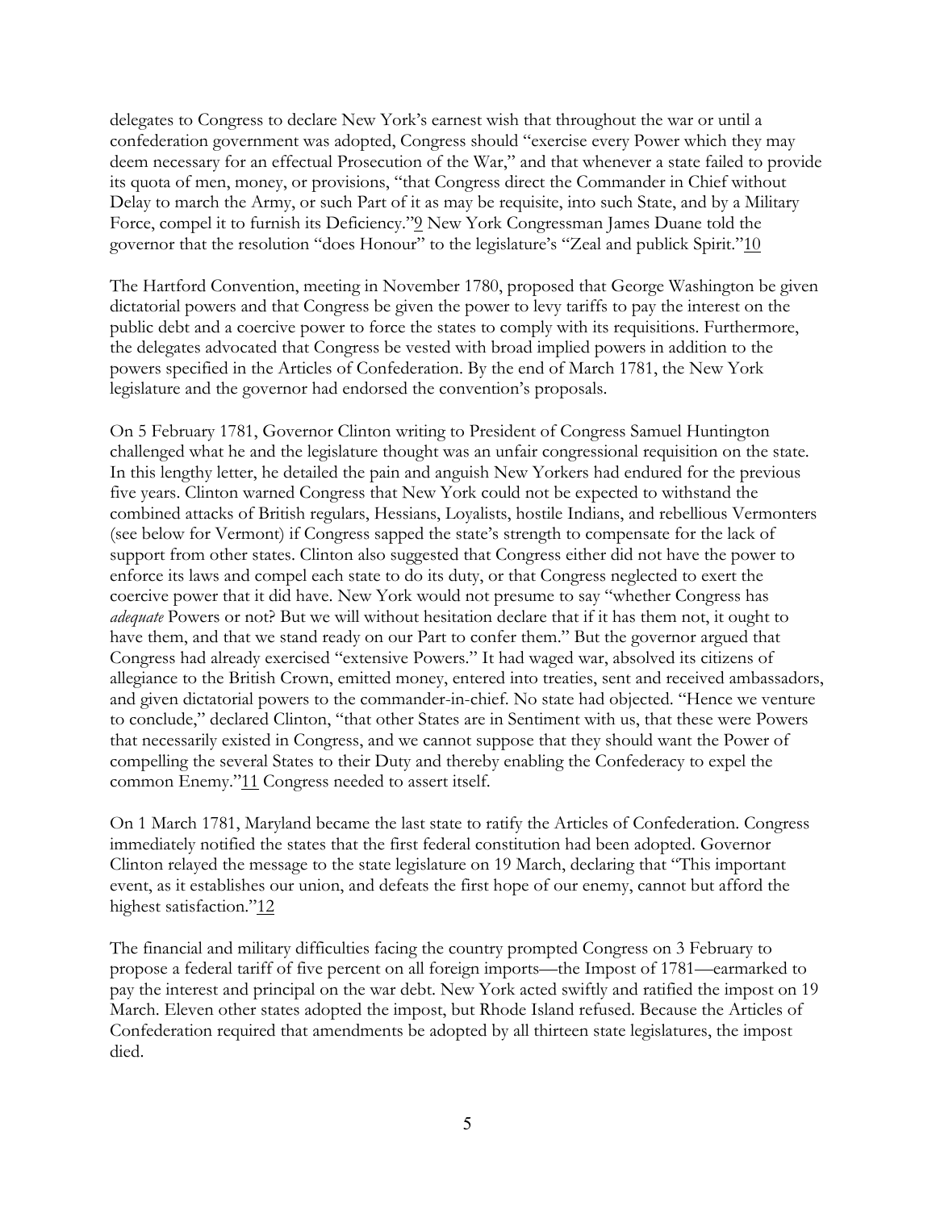delegates to Congress to declare New York's earnest wish that throughout the war or until a confederation government was adopted, Congress should "exercise every Power which they may deem necessary for an effectual Prosecution of the War," and that whenever a state failed to provide its quota of men, money, or provisions, "that Congress direct the Commander in Chief without Delay to march the Army, or such Part of it as may be requisite, into such State, and by a Military Force, compel it to furnish its Deficiency."[9] New York Congressman James Duane told the governor that the resolution "does Honour" to the legislature's "Zeal and publick Spirit."[10]

The Hartford Convention, meeting in November 1780, proposed that George Washington be given dictatorial powers and that Congress be given the power to levy tariffs to pay the interest on the public debt and a coercive power to force the states to comply with its requisitions. Furthermore, the delegates advocated that Congress be vested with broad implied powers in addition to the powers specified in the Articles of Confederation. By the end of March 1781, the New York legislature and the governor had endorsed the convention's proposals.

On 5 February 1781, Governor Clinton writing to President of Congress Samuel Huntington challenged what he and the legislature thought was an unfair congressional requisition on the state. In this lengthy letter, he detailed the pain and anguish New Yorkers had endured for the previous five years. Clinton warned Congress that New York could not be expected to withstand the combined attacks of British regulars, Hessians, Loyalists, hostile Indians, and rebellious Vermonters (see below for Vermont) if Congress sapped the state's strength to compensate for the lack of support from other states. Clinton also suggested that Congress either did not have the power to enforce its laws and compel each state to do its duty, or that Congress neglected to exert the coercive power that it did have. New York would not presume to say "whether Congress has *adequate* Powers or not? But we will without hesitation declare that if it has them not, it ought to have them, and that we stand ready on our Part to confer them." But the governor argued that Congress had already exercised "extensive Powers." It had waged war, absolved its citizens of allegiance to the British Crown, emitted money, entered into treaties, sent and received ambassadors, and given dictatorial powers to the commander-in-chief. No state had objected. "Hence we venture to conclude," declared Clinton, "that other States are in Sentiment with us, that these were Powers that necessarily existed in Congress, and we cannot suppose that they should want the Power of compelling the several States to their Duty and thereby enabling the Confederacy to expel the common Enemy."[11] Congress needed to assert itself.

On 1 March 1781, Maryland became the last state to ratify the Articles of Confederation. Congress immediately notified the states that the first federal constitution had been adopted. Governor Clinton relayed the message to the state legislature on 19 March, declaring that "This important event, as it establishes our union, and defeats the first hope of our enemy, cannot but afford the highest satisfaction."[12]

The financial and military difficulties facing the country prompted Congress on 3 February to propose a federal tariff of five percent on all foreign imports—the Impost of 1781—earmarked to pay the interest and principal on the war debt. New York acted swiftly and ratified the impost on 19 March. Eleven other states adopted the impost, but Rhode Island refused. Because the Articles of Confederation required that amendments be adopted by all thirteen state legislatures, the impost died.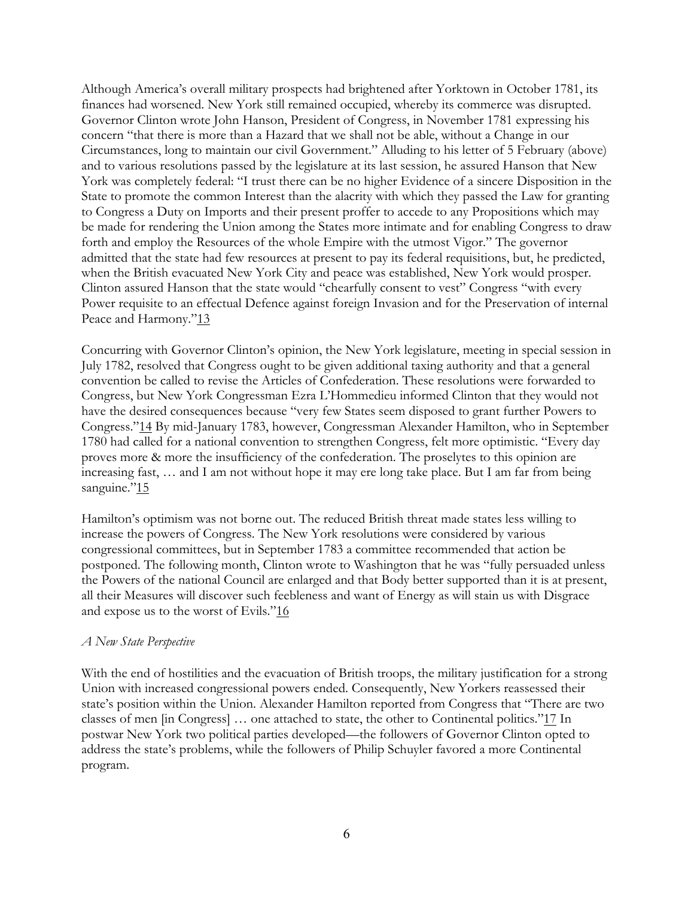Although America's overall military prospects had brightened after Yorktown in October 1781, its finances had worsened. New York still remained occupied, whereby its commerce was disrupted. Governor Clinton wrote John Hanson, President of Congress, in November 1781 expressing his concern "that there is more than a Hazard that we shall not be able, without a Change in our Circumstances, long to maintain our civil Government." Alluding to his letter of 5 February (above) and to various resolutions passed by the legislature at its last session, he assured Hanson that New York was completely federal: "I trust there can be no higher Evidence of a sincere Disposition in the State to promote the common Interest than the alacrity with which they passed the Law for granting to Congress a Duty on Imports and their present proffer to accede to any Propositions which may be made for rendering the Union among the States more intimate and for enabling Congress to draw forth and employ the Resources of the whole Empire with the utmost Vigor." The governor admitted that the state had few resources at present to pay its federal requisitions, but, he predicted, when the British evacuated New York City and peace was established, New York would prosper. Clinton assured Hanson that the state would "chearfully consent to vest" Congress "with every Power requisite to an effectual Defence against foreign Invasion and for the Preservation of internal Peace and Harmony."[13]

Concurring with Governor Clinton's opinion, the New York legislature, meeting in special session in July 1782, resolved that Congress ought to be given additional taxing authority and that a general convention be called to revise the Articles of Confederation. These resolutions were forwarded to Congress, but New York Congressman Ezra L'Hommedieu informed Clinton that they would not have the desired consequences because "very few States seem disposed to grant further Powers to Congress."[14] By mid-January 1783, however, Congressman Alexander Hamilton, who in September 1780 had called for a national convention to strengthen Congress, felt more optimistic. "Every day proves more & more the insufficiency of the confederation. The proselytes to this opinion are increasing fast, … and I am not without hope it may ere long take place. But I am far from being sanguine."[15]

Hamilton's optimism was not borne out. The reduced British threat made states less willing to increase the powers of Congress. The New York resolutions were considered by various congressional committees, but in September 1783 a committee recommended that action be postponed. The following month, Clinton wrote to Washington that he was "fully persuaded unless the Powers of the national Council are enlarged and that Body better supported than it is at present, all their Measures will discover such feebleness and want of Energy as will stain us with Disgrace and expose us to the worst of Evils."[16]

*A New State Perspective*

With the end of hostilities and the evacuation of British troops, the military justification for a strong Union with increased congressional powers ended. Consequently, New Yorkers reassessed their state's position within the Union. Alexander Hamilton reported from Congress that "There are two classes of men [in Congress] … one attached to state, the other to Continental politics."[17] In postwar New York two political parties developed—the followers of Governor Clinton opted to address the state's problems, while the followers of Philip Schuyler favored a more Continental program.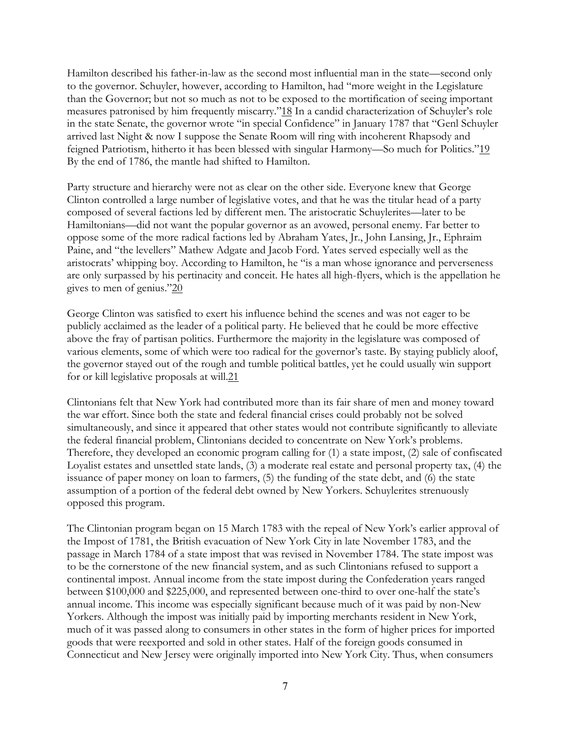Hamilton described his father-in-law as the second most influential man in the state—second only to the governor. Schuyler, however, according to Hamilton, had "more weight in the Legislature than the Governor; but not so much as not to be exposed to the mortification of seeing important measures patronised by him frequently miscarry."[18] In a candid characterization of Schuyler's role in the state Senate, the governor wrote "in special Confidence" in January 1787 that "Genl Schuyler arrived last Night & now I suppose the Senate Room will ring with incoherent Rhapsody and feigned Patriotism, hitherto it has been blessed with singular Harmony—So much for Politics."[19] By the end of 1786, the mantle had shifted to Hamilton.

Party structure and hierarchy were not as clear on the other side. Everyone knew that George Clinton controlled a large number of legislative votes, and that he was the titular head of a party composed of several factions led by different men. The aristocratic Schuylerites—later to be Hamiltonians—did not want the popular governor as an avowed, personal enemy. Far better to oppose some of the more radical factions led by Abraham Yates, Jr., John Lansing, Jr., Ephraim Paine, and "the levellers" Mathew Adgate and Jacob Ford. Yates served especially well as the aristocrats' whipping boy. According to Hamilton, he "is a man whose ignorance and perverseness are only surpassed by his pertinacity and conceit. He hates all high-flyers, which is the appellation he gives to men of genius."[20]

George Clinton was satisfied to exert his influence behind the scenes and was not eager to be publicly acclaimed as the leader of a political party. He believed that he could be more effective above the fray of partisan politics. Furthermore the majority in the legislature was composed of various elements, some of which were too radical for the governor's taste. By staying publicly aloof, the governor stayed out of the rough and tumble political battles, yet he could usually win support for or kill legislative proposals at will.[21]

Clintonians felt that New York had contributed more than its fair share of men and money toward the war effort. Since both the state and federal financial crises could probably not be solved simultaneously, and since it appeared that other states would not contribute significantly to alleviate the federal financial problem, Clintonians decided to concentrate on New York's problems. Therefore, they developed an economic program calling for (1) a state impost, (2) sale of confiscated Loyalist estates and unsettled state lands, (3) a moderate real estate and personal property tax, (4) the issuance of paper money on loan to farmers, (5) the funding of the state debt, and (6) the state assumption of a portion of the federal debt owned by New Yorkers. Schuylerites strenuously opposed this program.

The Clintonian program began on 15 March 1783 with the repeal of New York's earlier approval of the Impost of 1781, the British evacuation of New York City in late November 1783, and the passage in March 1784 of a state impost that was revised in November 1784. The state impost was to be the cornerstone of the new financial system, and as such Clintonians refused to support a continental impost. Annual income from the state impost during the Confederation years ranged between $100,000 and $225,000, and represented between one-third to over one-half the state's annual income. This income was especially significant because much of it was paid by non-New Yorkers. Although the impost was initially paid by importing merchants resident in New York, much of it was passed along to consumers in other states in the form of higher prices for imported goods that were reexported and sold in other states. Half of the foreign goods consumed in Connecticut and New Jersey were originally imported into New York City. Thus, when consumers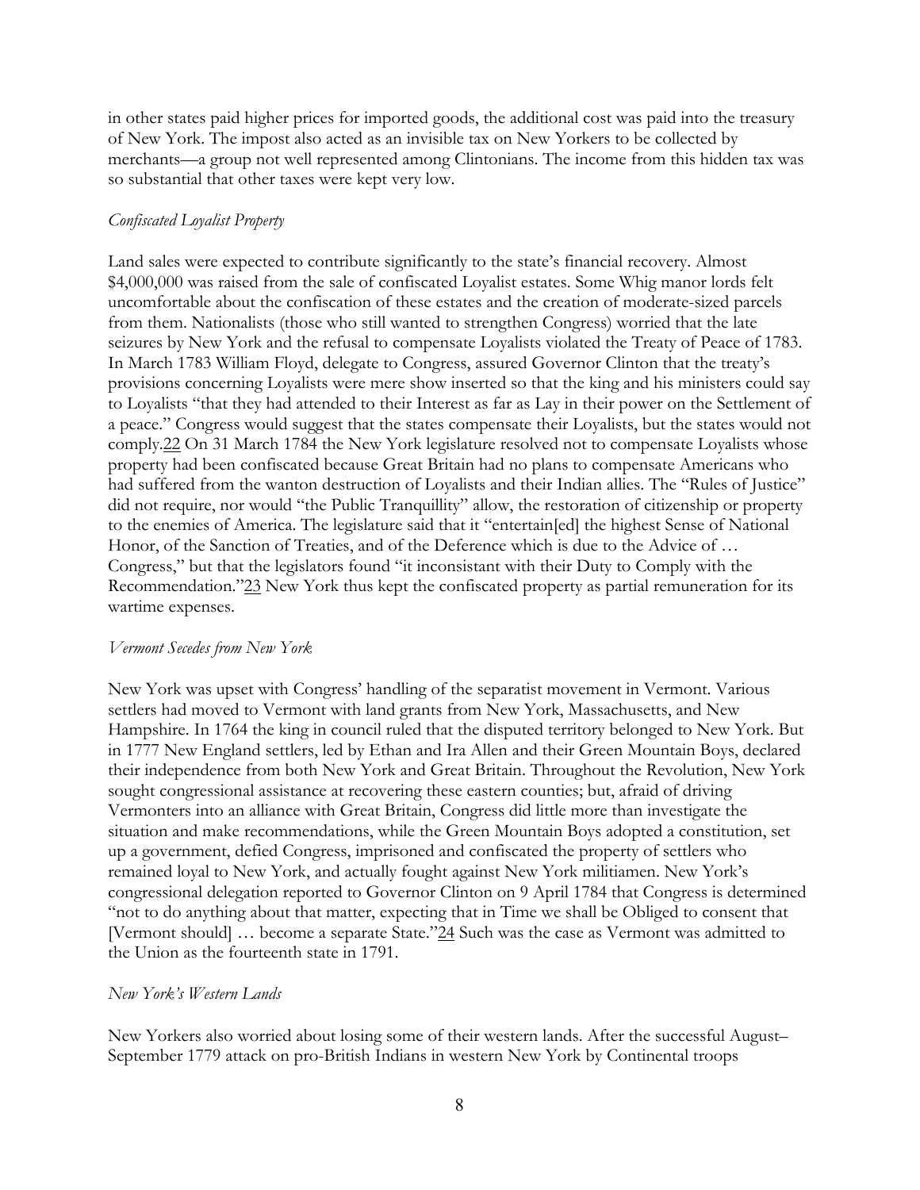in other states paid higher prices for imported goods, the additional cost was paid into the treasury of New York. The impost also acted as an invisible tax on New Yorkers to be collected by merchants—a group not well represented among Clintonians. The income from this hidden tax was so substantial that other taxes were kept very low.

*Confiscated Loyalist Property*

Land sales were expected to contribute significantly to the state's financial recovery. Almost $4,000,000 was raised from the sale of confiscated Loyalist estates. Some Whig manor lords felt uncomfortable about the confiscation of these estates and the creation of moderate-sized parcels from them. Nationalists (those who still wanted to strengthen Congress) worried that the late seizures by New York and the refusal to compensate Loyalists violated the Treaty of Peace of 1783. In March 1783 William Floyd, delegate to Congress, assured Governor Clinton that the treaty's provisions concerning Loyalists were mere show inserted so that the king and his ministers could say to Loyalists "that they had attended to their Interest as far as Lay in their power on the Settlement of a peace." Congress would suggest that the states compensate their Loyalists, but the states would not comply.22 On 31 March 1784 the New York legislature resolved not to compensate Loyalists whose property had been confiscated because Great Britain had no plans to compensate Americans who had suffered from the wanton destruction of Loyalists and their Indian allies. The "Rules of Justice" did not require, nor would "the Public Tranquillity" allow, the restoration of citizenship or property to the enemies of America. The legislature said that it "entertain[ed] the highest Sense of National Honor, of the Sanction of Treaties, and of the Deference which is due to the Advice of … Congress," but that the legislators found "it inconsistant with their Duty to Comply with the Recommendation."23 New York thus kept the confiscated property as partial remuneration for its wartime expenses.

*Vermont Secedes from New York*

New York was upset with Congress' handling of the separatist movement in Vermont. Various settlers had moved to Vermont with land grants from New York, Massachusetts, and New Hampshire. In 1764 the king in council ruled that the disputed territory belonged to New York. But in 1777 New England settlers, led by Ethan and Ira Allen and their Green Mountain Boys, declared their independence from both New York and Great Britain. Throughout the Revolution, New York sought congressional assistance at recovering these eastern counties; but, afraid of driving Vermonters into an alliance with Great Britain, Congress did little more than investigate the situation and make recommendations, while the Green Mountain Boys adopted a constitution, set up a government, defied Congress, imprisoned and confiscated the property of settlers who remained loyal to New York, and actually fought against New York militiamen. New York's congressional delegation reported to Governor Clinton on 9 April 1784 that Congress is determined "not to do anything about that matter, expecting that in Time we shall be Obliged to consent that [Vermont should] … become a separate State."24 Such was the case as Vermont was admitted to the Union as the fourteenth state in 1791.

*New York's Western Lands*

New Yorkers also worried about losing some of their western lands. After the successful August–September 1779 attack on pro-British Indians in western New York by Continental troops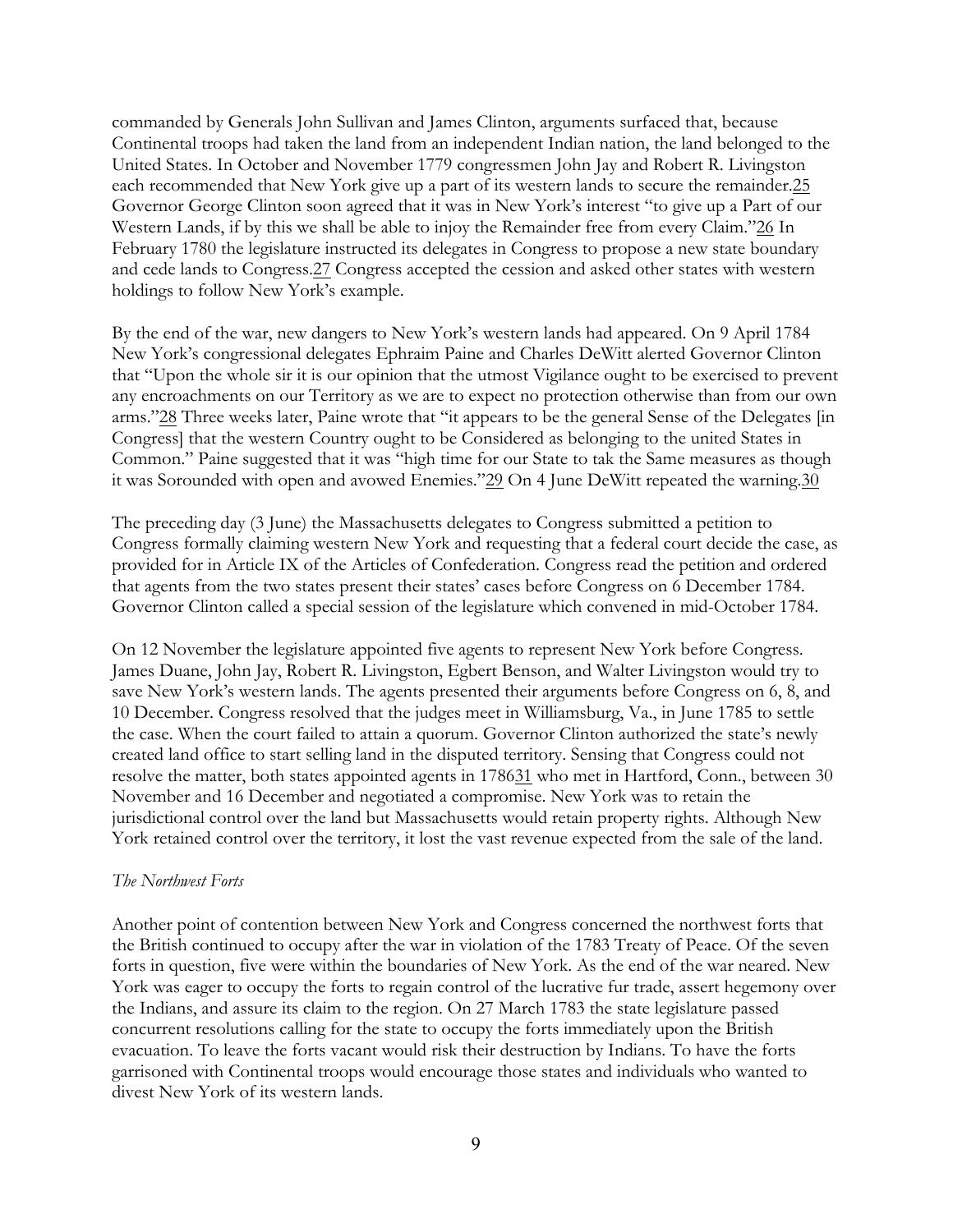commanded by Generals John Sullivan and James Clinton, arguments surfaced that, because Continental troops had taken the land from an independent Indian nation, the land belonged to the United States. In October and November 1779 congressmen John Jay and Robert R. Livingston each recommended that New York give up a part of its western lands to secure the remainder.[25] Governor George Clinton soon agreed that it was in New York's interest "to give up a Part of our Western Lands, if by this we shall be able to injoy the Remainder free from every Claim."[26] In February 1780 the legislature instructed its delegates in Congress to propose a new state boundary and cede lands to Congress.[27] Congress accepted the cession and asked other states with western holdings to follow New York's example.

By the end of the war, new dangers to New York's western lands had appeared. On 9 April 1784 New York's congressional delegates Ephraim Paine and Charles DeWitt alerted Governor Clinton that "Upon the whole sir it is our opinion that the utmost Vigilance ought to be exercised to prevent any encroachments on our Territory as we are to expect no protection otherwise than from our own arms."[28] Three weeks later, Paine wrote that "it appears to be the general Sense of the Delegates [in Congress] that the western Country ought to be Considered as belonging to the united States in Common." Paine suggested that it was "high time for our State to tak the Same measures as though it was Sorounded with open and avowed Enemies."[29] On 4 June DeWitt repeated the warning.[30]

The preceding day (3 June) the Massachusetts delegates to Congress submitted a petition to Congress formally claiming western New York and requesting that a federal court decide the case, as provided for in Article IX of the Articles of Confederation. Congress read the petition and ordered that agents from the two states present their states' cases before Congress on 6 December 1784. Governor Clinton called a special session of the legislature which convened in mid-October 1784.

On 12 November the legislature appointed five agents to represent New York before Congress. James Duane, John Jay, Robert R. Livingston, Egbert Benson, and Walter Livingston would try to save New York's western lands. The agents presented their arguments before Congress on 6, 8, and 10 December. Congress resolved that the judges meet in Williamsburg, Va., in June 1785 to settle the case. When the court failed to attain a quorum. Governor Clinton authorized the state's newly created land office to start selling land in the disputed territory. Sensing that Congress could not resolve the matter, both states appointed agents in 1786[31] who met in Hartford, Conn., between 30 November and 16 December and negotiated a compromise. New York was to retain the jurisdictional control over the land but Massachusetts would retain property rights. Although New York retained control over the territory, it lost the vast revenue expected from the sale of the land.

*The Northwest Forts*

Another point of contention between New York and Congress concerned the northwest forts that the British continued to occupy after the war in violation of the 1783 Treaty of Peace. Of the seven forts in question, five were within the boundaries of New York. As the end of the war neared. New York was eager to occupy the forts to regain control of the lucrative fur trade, assert hegemony over the Indians, and assure its claim to the region. On 27 March 1783 the state legislature passed concurrent resolutions calling for the state to occupy the forts immediately upon the British evacuation. To leave the forts vacant would risk their destruction by Indians. To have the forts garrisoned with Continental troops would encourage those states and individuals who wanted to divest New York of its western lands.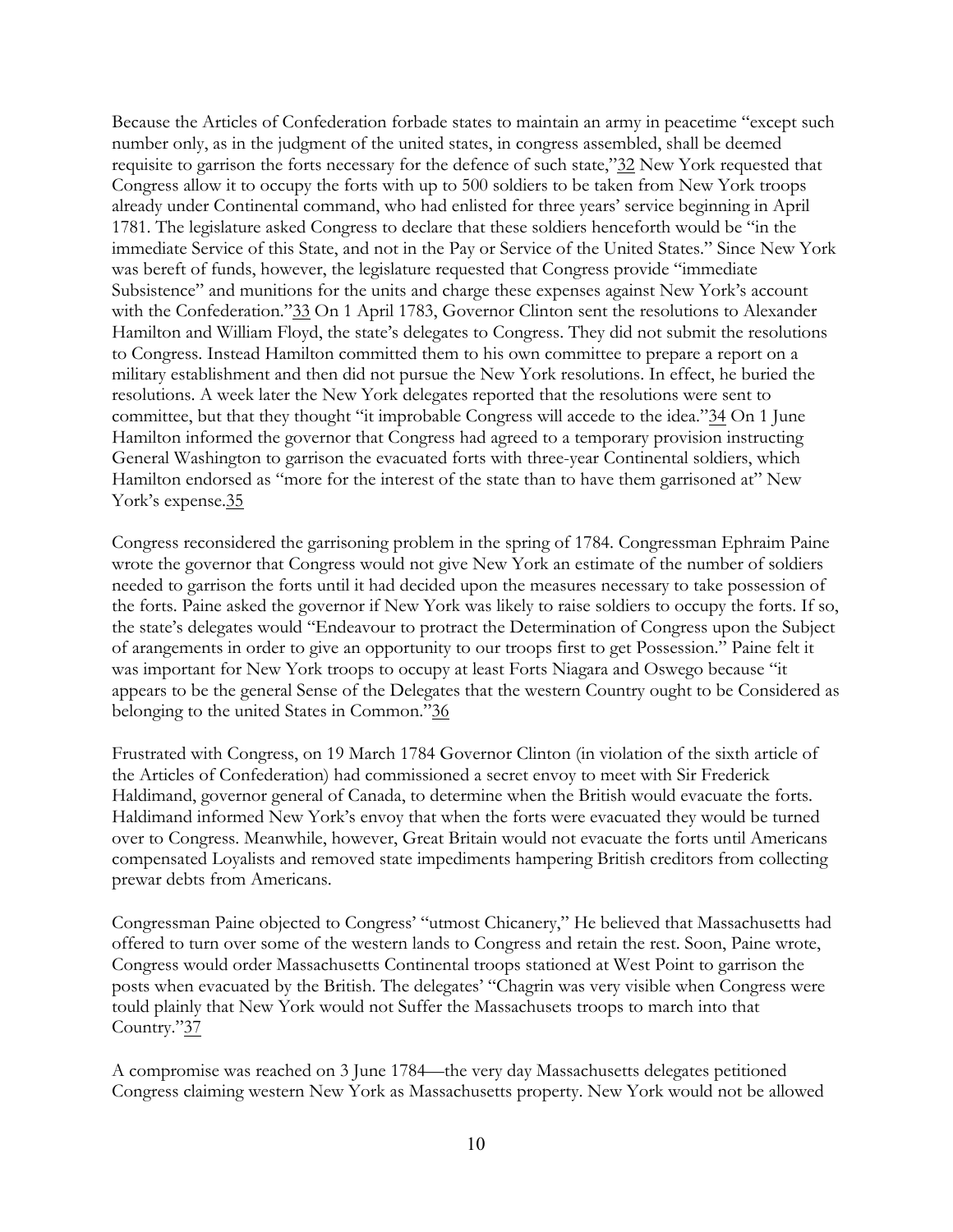Because the Articles of Confederation forbade states to maintain an army in peacetime "except such number only, as in the judgment of the united states, in congress assembled, shall be deemed requisite to garrison the forts necessary for the defence of such state,"[32] New York requested that Congress allow it to occupy the forts with up to 500 soldiers to be taken from New York troops already under Continental command, who had enlisted for three years' service beginning in April 1781. The legislature asked Congress to declare that these soldiers henceforth would be "in the immediate Service of this State, and not in the Pay or Service of the United States." Since New York was bereft of funds, however, the legislature requested that Congress provide "immediate Subsistence" and munitions for the units and charge these expenses against New York's account with the Confederation."[33] On 1 April 1783, Governor Clinton sent the resolutions to Alexander Hamilton and William Floyd, the state's delegates to Congress. They did not submit the resolutions to Congress. Instead Hamilton committed them to his own committee to prepare a report on a military establishment and then did not pursue the New York resolutions. In effect, he buried the resolutions. A week later the New York delegates reported that the resolutions were sent to committee, but that they thought "it improbable Congress will accede to the idea."[34] On 1 June Hamilton informed the governor that Congress had agreed to a temporary provision instructing General Washington to garrison the evacuated forts with three-year Continental soldiers, which Hamilton endorsed as "more for the interest of the state than to have them garrisoned at" New York's expense.[35]

Congress reconsidered the garrisoning problem in the spring of 1784. Congressman Ephraim Paine wrote the governor that Congress would not give New York an estimate of the number of soldiers needed to garrison the forts until it had decided upon the measures necessary to take possession of the forts. Paine asked the governor if New York was likely to raise soldiers to occupy the forts. If so, the state's delegates would "Endeavour to protract the Determination of Congress upon the Subject of arangements in order to give an opportunity to our troops first to get Possession." Paine felt it was important for New York troops to occupy at least Forts Niagara and Oswego because "it appears to be the general Sense of the Delegates that the western Country ought to be Considered as belonging to the united States in Common."[36]

Frustrated with Congress, on 19 March 1784 Governor Clinton (in violation of the sixth article of the Articles of Confederation) had commissioned a secret envoy to meet with Sir Frederick Haldimand, governor general of Canada, to determine when the British would evacuate the forts. Haldimand informed New York's envoy that when the forts were evacuated they would be turned over to Congress. Meanwhile, however, Great Britain would not evacuate the forts until Americans compensated Loyalists and removed state impediments hampering British creditors from collecting prewar debts from Americans.

Congressman Paine objected to Congress' "utmost Chicanery," He believed that Massachusetts had offered to turn over some of the western lands to Congress and retain the rest. Soon, Paine wrote, Congress would order Massachusetts Continental troops stationed at West Point to garrison the posts when evacuated by the British. The delegates' "Chagrin was very visible when Congress were tould plainly that New York would not Suffer the Massachusets troops to march into that Country."[37]

A compromise was reached on 3 June 1784—the very day Massachusetts delegates petitioned Congress claiming western New York as Massachusetts property. New York would not be allowed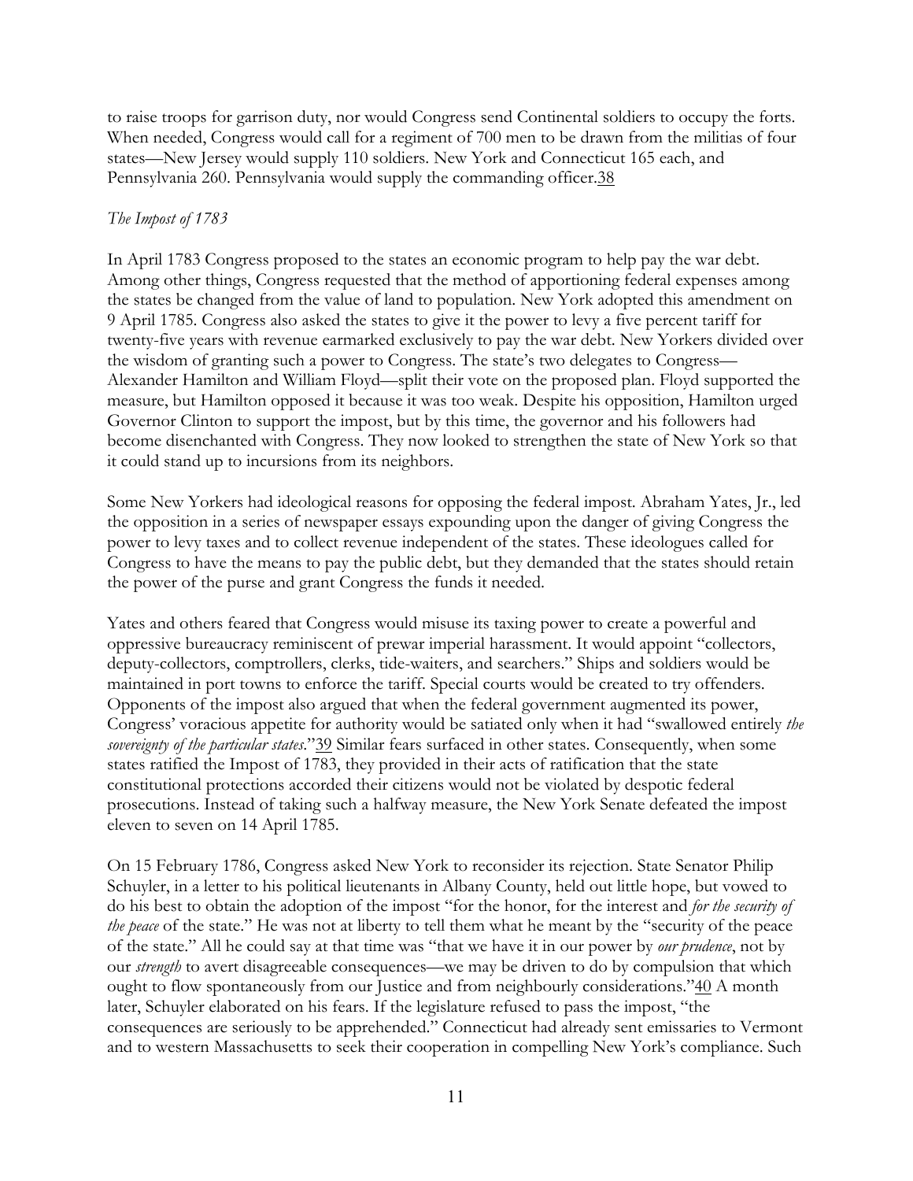to raise troops for garrison duty, nor would Congress send Continental soldiers to occupy the forts. When needed, Congress would call for a regiment of 700 men to be drawn from the militias of four states—New Jersey would supply 110 soldiers. New York and Connecticut 165 each, and Pennsylvania 260. Pennsylvania would supply the commanding officer.[38]

### *The Impost of 1783*

In April 1783 Congress proposed to the states an economic program to help pay the war debt. Among other things, Congress requested that the method of apportioning federal expenses among the states be changed from the value of land to population. New York adopted this amendment on 9 April 1785. Congress also asked the states to give it the power to levy a five percent tariff for twenty-five years with revenue earmarked exclusively to pay the war debt. New Yorkers divided over the wisdom of granting such a power to Congress. The state's two delegates to Congress—Alexander Hamilton and William Floyd—split their vote on the proposed plan. Floyd supported the measure, but Hamilton opposed it because it was too weak. Despite his opposition, Hamilton urged Governor Clinton to support the impost, but by this time, the governor and his followers had become disenchanted with Congress. They now looked to strengthen the state of New York so that it could stand up to incursions from its neighbors.

Some New Yorkers had ideological reasons for opposing the federal impost. Abraham Yates, Jr., led the opposition in a series of newspaper essays expounding upon the danger of giving Congress the power to levy taxes and to collect revenue independent of the states. These ideologues called for Congress to have the means to pay the public debt, but they demanded that the states should retain the power of the purse and grant Congress the funds it needed.

Yates and others feared that Congress would misuse its taxing power to create a powerful and oppressive bureaucracy reminiscent of prewar imperial harassment. It would appoint "collectors, deputy-collectors, comptrollers, clerks, tide-waiters, and searchers." Ships and soldiers would be maintained in port towns to enforce the tariff. Special courts would be created to try offenders. Opponents of the impost also argued that when the federal government augmented its power, Congress' voracious appetite for authority would be satiated only when it had "swallowed entirely *the sovereignty of the particular states*."[39] Similar fears surfaced in other states. Consequently, when some states ratified the Impost of 1783, they provided in their acts of ratification that the state constitutional protections accorded their citizens would not be violated by despotic federal prosecutions. Instead of taking such a halfway measure, the New York Senate defeated the impost eleven to seven on 14 April 1785.

On 15 February 1786, Congress asked New York to reconsider its rejection. State Senator Philip Schuyler, in a letter to his political lieutenants in Albany County, held out little hope, but vowed to do his best to obtain the adoption of the impost "for the honor, for the interest and *for the security of the peace* of the state." He was not at liberty to tell them what he meant by the "security of the peace of the state." All he could say at that time was "that we have it in our power by *our prudence*, not by our *strength* to avert disagreeable consequences—we may be driven to do by compulsion that which ought to flow spontaneously from our Justice and from neighbourly considerations."[40] A month later, Schuyler elaborated on his fears. If the legislature refused to pass the impost, "the consequences are seriously to be apprehended." Connecticut had already sent emissaries to Vermont and to western Massachusetts to seek their cooperation in compelling New York's compliance. Such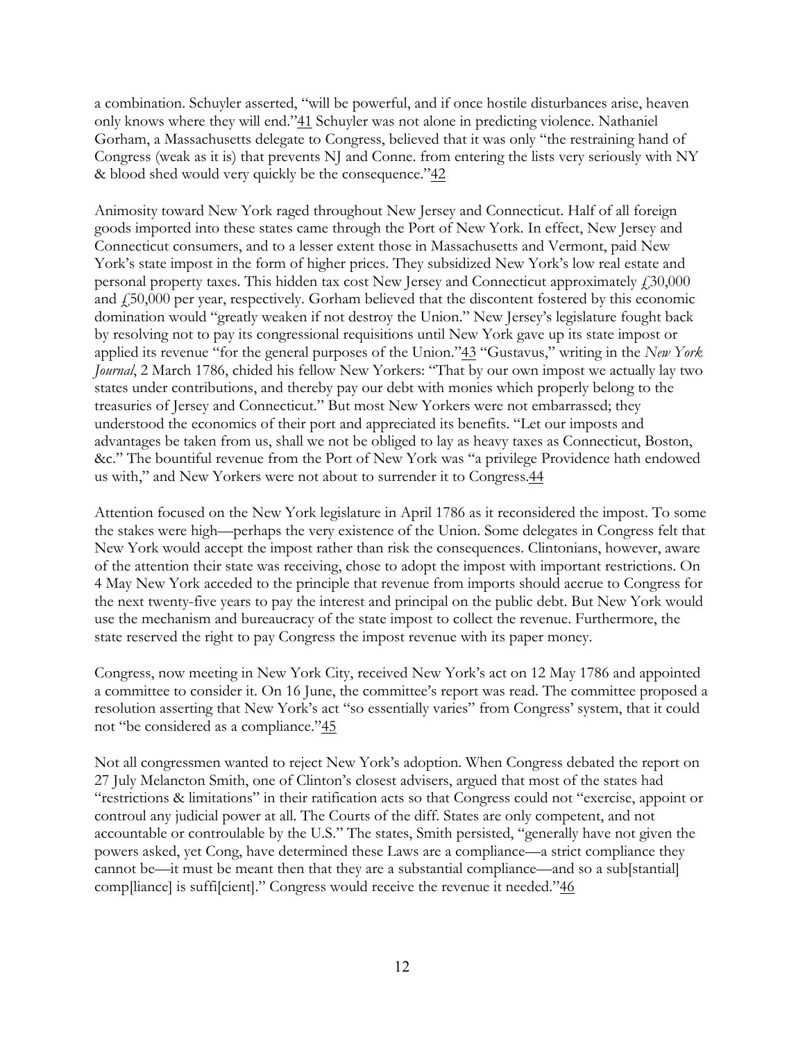a combination. Schuyler asserted, "will be powerful, and if once hostile disturbances arise, heaven only knows where they will end."[41] Schuyler was not alone in predicting violence. Nathaniel Gorham, a Massachusetts delegate to Congress, believed that it was only "the restraining hand of Congress (weak as it is) that prevents NJ and Conne. from entering the lists very seriously with NY & blood shed would very quickly be the consequence."[42]

Animosity toward New York raged throughout New Jersey and Connecticut. Half of all foreign goods imported into these states came through the Port of New York. In effect, New Jersey and Connecticut consumers, and to a lesser extent those in Massachusetts and Vermont, paid New York's state impost in the form of higher prices. They subsidized New York's low real estate and personal property taxes. This hidden tax cost New Jersey and Connecticut approximately £30,000 and £50,000 per year, respectively. Gorham believed that the discontent fostered by this economic domination would "greatly weaken if not destroy the Union." New Jersey's legislature fought back by resolving not to pay its congressional requisitions until New York gave up its state impost or applied its revenue "for the general purposes of the Union."[43] "Gustavus," writing in the *New York Journal*, 2 March 1786, chided his fellow New Yorkers: "That by our own impost we actually lay two states under contributions, and thereby pay our debt with monies which properly belong to the treasuries of Jersey and Connecticut." But most New Yorkers were not embarrassed; they understood the economics of their port and appreciated its benefits. "Let our imposts and advantages be taken from us, shall we not be obliged to lay as heavy taxes as Connecticut, Boston, &c." The bountiful revenue from the Port of New York was "a privilege Providence hath endowed us with," and New Yorkers were not about to surrender it to Congress.[44]

Attention focused on the New York legislature in April 1786 as it reconsidered the impost. To some the stakes were high—perhaps the very existence of the Union. Some delegates in Congress felt that New York would accept the impost rather than risk the consequences. Clintonians, however, aware of the attention their state was receiving, chose to adopt the impost with important restrictions. On 4 May New York acceded to the principle that revenue from imports should accrue to Congress for the next twenty-five years to pay the interest and principal on the public debt. But New York would use the mechanism and bureaucracy of the state impost to collect the revenue. Furthermore, the state reserved the right to pay Congress the impost revenue with its paper money.

Congress, now meeting in New York City, received New York's act on 12 May 1786 and appointed a committee to consider it. On 16 June, the committee's report was read. The committee proposed a resolution asserting that New York's act "so essentially varies" from Congress' system, that it could not "be considered as a compliance."[45]

Not all congressmen wanted to reject New York's adoption. When Congress debated the report on 27 July Melancton Smith, one of Clinton's closest advisers, argued that most of the states had "restrictions & limitations" in their ratification acts so that Congress could not "exercise, appoint or controul any judicial power at all. The Courts of the diff. States are only competent, and not accountable or controulable by the U.S." The states, Smith persisted, "generally have not given the powers asked, yet Cong, have determined these Laws are a compliance—a strict compliance they cannot be—it must be meant then that they are a substantial compliance—and so a sub[stantial] comp[liance] is suffi[cient]." Congress would receive the revenue it needed."[46]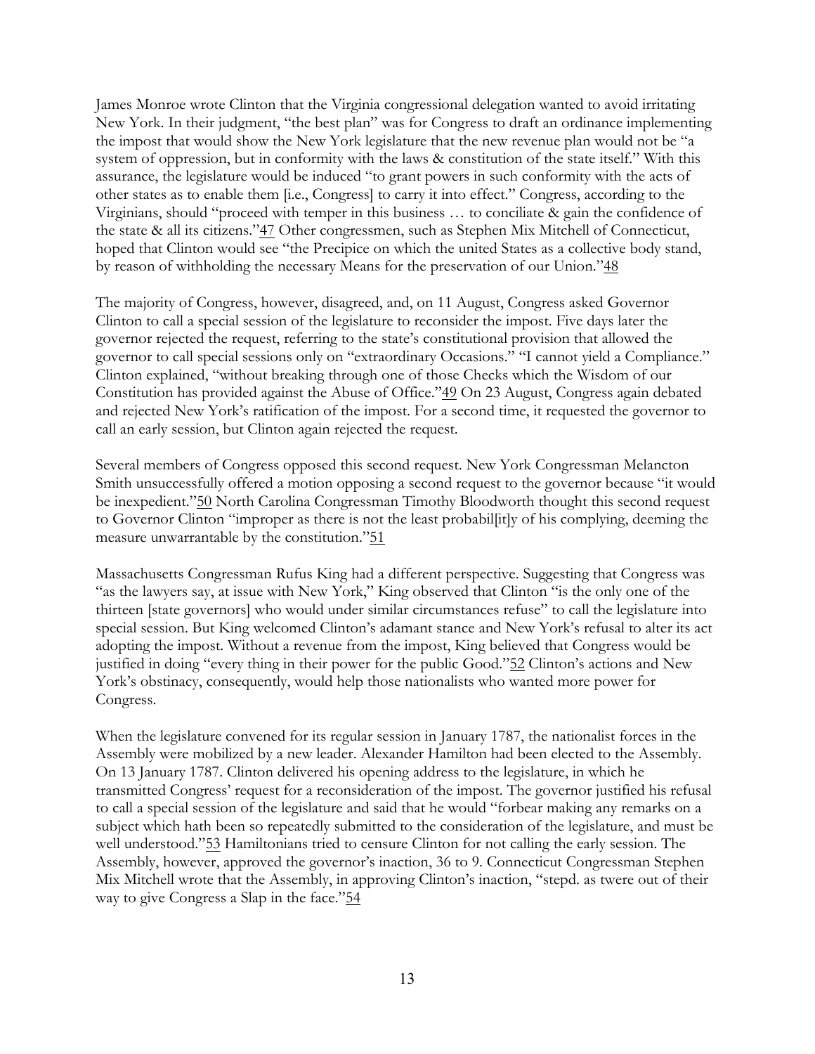James Monroe wrote Clinton that the Virginia congressional delegation wanted to avoid irritating New York. In their judgment, "the best plan" was for Congress to draft an ordinance implementing the impost that would show the New York legislature that the new revenue plan would not be "a system of oppression, but in conformity with the laws & constitution of the state itself." With this assurance, the legislature would be induced "to grant powers in such conformity with the acts of other states as to enable them [i.e., Congress] to carry it into effect." Congress, according to the Virginians, should "proceed with temper in this business … to conciliate & gain the confidence of the state & all its citizens."[47] Other congressmen, such as Stephen Mix Mitchell of Connecticut, hoped that Clinton would see "the Precipice on which the united States as a collective body stand, by reason of withholding the necessary Means for the preservation of our Union."[48]

The majority of Congress, however, disagreed, and, on 11 August, Congress asked Governor Clinton to call a special session of the legislature to reconsider the impost. Five days later the governor rejected the request, referring to the state's constitutional provision that allowed the governor to call special sessions only on "extraordinary Occasions." "I cannot yield a Compliance." Clinton explained, "without breaking through one of those Checks which the Wisdom of our Constitution has provided against the Abuse of Office."[49] On 23 August, Congress again debated and rejected New York's ratification of the impost. For a second time, it requested the governor to call an early session, but Clinton again rejected the request.

Several members of Congress opposed this second request. New York Congressman Melancton Smith unsuccessfully offered a motion opposing a second request to the governor because "it would be inexpedient."[50] North Carolina Congressman Timothy Bloodworth thought this second request to Governor Clinton "improper as there is not the least probabil[it]y of his complying, deeming the measure unwarrantable by the constitution."[51]

Massachusetts Congressman Rufus King had a different perspective. Suggesting that Congress was "as the lawyers say, at issue with New York," King observed that Clinton "is the only one of the thirteen [state governors] who would under similar circumstances refuse" to call the legislature into special session. But King welcomed Clinton's adamant stance and New York's refusal to alter its act adopting the impost. Without a revenue from the impost, King believed that Congress would be justified in doing "every thing in their power for the public Good."[52] Clinton's actions and New York's obstinacy, consequently, would help those nationalists who wanted more power for Congress.

When the legislature convened for its regular session in January 1787, the nationalist forces in the Assembly were mobilized by a new leader. Alexander Hamilton had been elected to the Assembly. On 13 January 1787. Clinton delivered his opening address to the legislature, in which he transmitted Congress' request for a reconsideration of the impost. The governor justified his refusal to call a special session of the legislature and said that he would "forbear making any remarks on a subject which hath been so repeatedly submitted to the consideration of the legislature, and must be well understood."[53] Hamiltonians tried to censure Clinton for not calling the early session. The Assembly, however, approved the governor's inaction, 36 to 9. Connecticut Congressman Stephen Mix Mitchell wrote that the Assembly, in approving Clinton's inaction, "stepd. as twere out of their way to give Congress a Slap in the face."[54]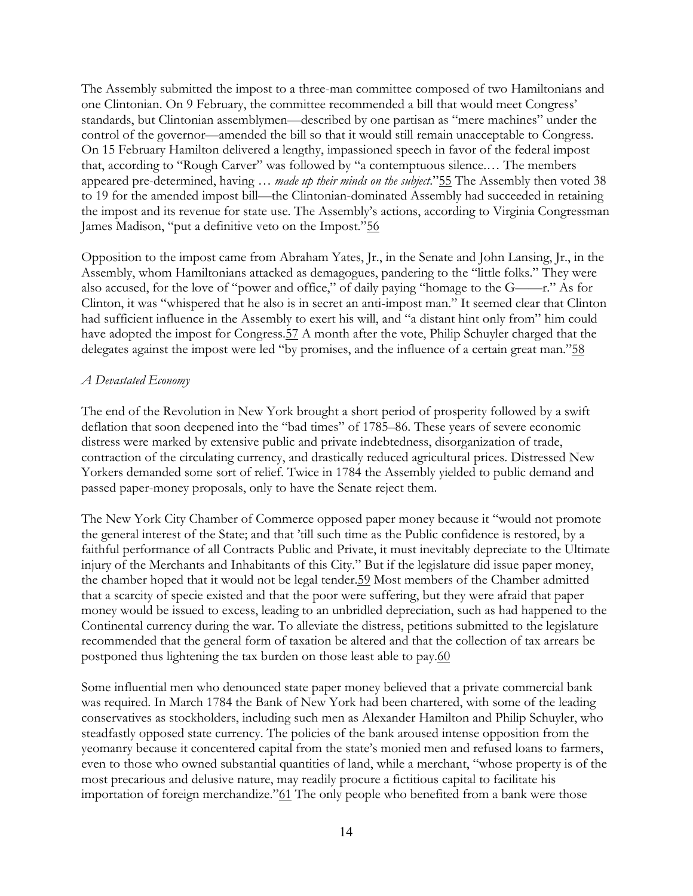The Assembly submitted the impost to a three-man committee composed of two Hamiltonians and one Clintonian. On 9 February, the committee recommended a bill that would meet Congress' standards, but Clintonian assemblymen—described by one partisan as "mere machines" under the control of the governor—amended the bill so that it would still remain unacceptable to Congress. On 15 February Hamilton delivered a lengthy, impassioned speech in favor of the federal impost that, according to "Rough Carver" was followed by "a contemptuous silence.… The members appeared pre-determined, having … *made up their minds on the subject*."55 The Assembly then voted 38 to 19 for the amended impost bill—the Clintonian-dominated Assembly had succeeded in retaining the impost and its revenue for state use. The Assembly's actions, according to Virginia Congressman James Madison, "put a definitive veto on the Impost."56

Opposition to the impost came from Abraham Yates, Jr., in the Senate and John Lansing, Jr., in the Assembly, whom Hamiltonians attacked as demagogues, pandering to the "little folks." They were also accused, for the love of "power and office," of daily paying "homage to the G——r." As for Clinton, it was "whispered that he also is in secret an anti-impost man." It seemed clear that Clinton had sufficient influence in the Assembly to exert his will, and "a distant hint only from" him could have adopted the impost for Congress.57 A month after the vote, Philip Schuyler charged that the delegates against the impost were led "by promises, and the influence of a certain great man."58

*A Devastated Economy*

The end of the Revolution in New York brought a short period of prosperity followed by a swift deflation that soon deepened into the "bad times" of 1785–86. These years of severe economic distress were marked by extensive public and private indebtedness, disorganization of trade, contraction of the circulating currency, and drastically reduced agricultural prices. Distressed New Yorkers demanded some sort of relief. Twice in 1784 the Assembly yielded to public demand and passed paper-money proposals, only to have the Senate reject them.

The New York City Chamber of Commerce opposed paper money because it "would not promote the general interest of the State; and that 'till such time as the Public confidence is restored, by a faithful performance of all Contracts Public and Private, it must inevitably depreciate to the Ultimate injury of the Merchants and Inhabitants of this City." But if the legislature did issue paper money, the chamber hoped that it would not be legal tender.59 Most members of the Chamber admitted that a scarcity of specie existed and that the poor were suffering, but they were afraid that paper money would be issued to excess, leading to an unbridled depreciation, such as had happened to the Continental currency during the war. To alleviate the distress, petitions submitted to the legislature recommended that the general form of taxation be altered and that the collection of tax arrears be postponed thus lightening the tax burden on those least able to pay.60

Some influential men who denounced state paper money believed that a private commercial bank was required. In March 1784 the Bank of New York had been chartered, with some of the leading conservatives as stockholders, including such men as Alexander Hamilton and Philip Schuyler, who steadfastly opposed state currency. The policies of the bank aroused intense opposition from the yeomanry because it concentered capital from the state's monied men and refused loans to farmers, even to those who owned substantial quantities of land, while a merchant, "whose property is of the most precarious and delusive nature, may readily procure a fictitious capital to facilitate his importation of foreign merchandize."61 The only people who benefited from a bank were those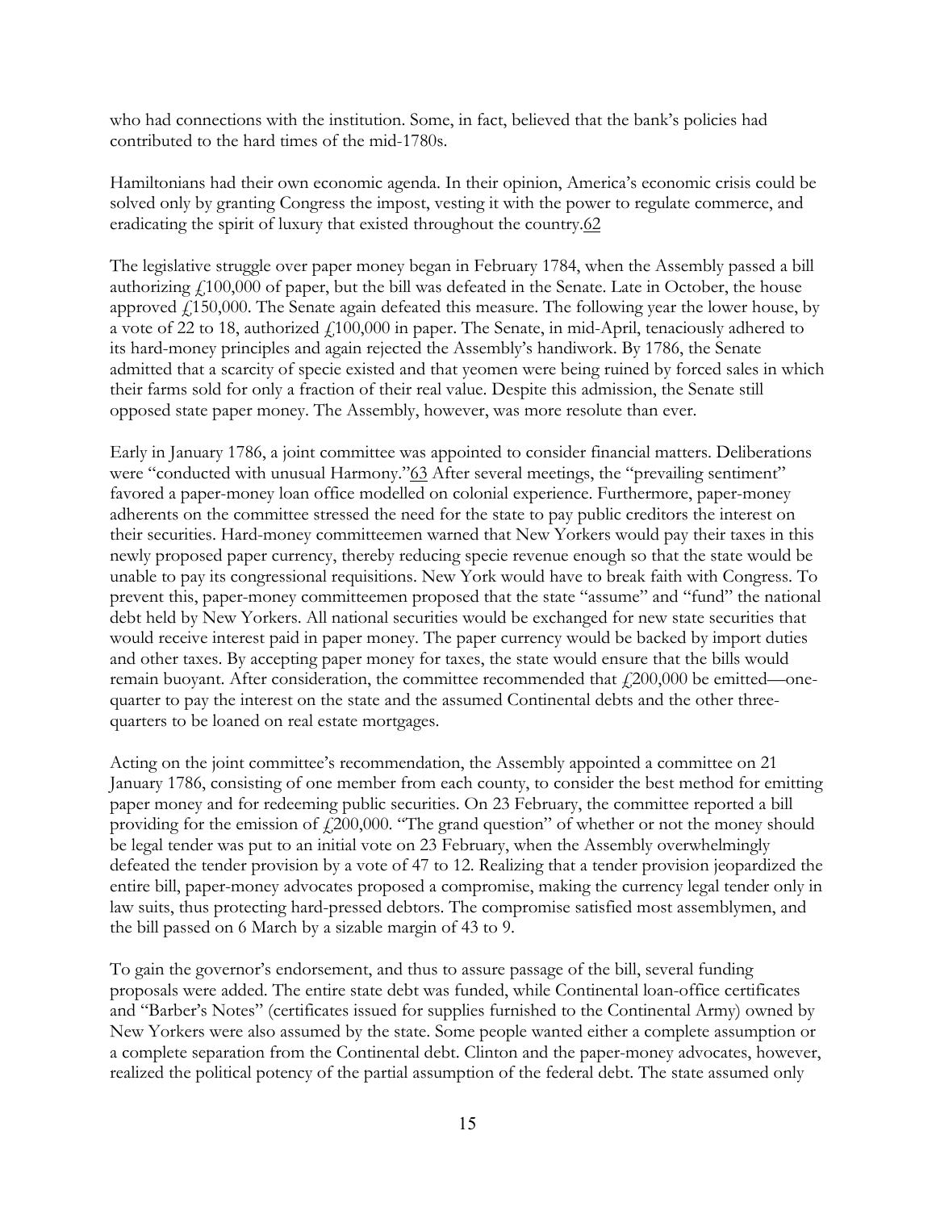who had connections with the institution. Some, in fact, believed that the bank's policies had contributed to the hard times of the mid-1780s.

Hamiltonians had their own economic agenda. In their opinion, America's economic crisis could be solved only by granting Congress the impost, vesting it with the power to regulate commerce, and eradicating the spirit of luxury that existed throughout the country.[62]

The legislative struggle over paper money began in February 1784, when the Assembly passed a bill authorizing £100,000 of paper, but the bill was defeated in the Senate. Late in October, the house approved £150,000. The Senate again defeated this measure. The following year the lower house, by a vote of 22 to 18, authorized £100,000 in paper. The Senate, in mid-April, tenaciously adhered to its hard-money principles and again rejected the Assembly's handiwork. By 1786, the Senate admitted that a scarcity of specie existed and that yeomen were being ruined by forced sales in which their farms sold for only a fraction of their real value. Despite this admission, the Senate still opposed state paper money. The Assembly, however, was more resolute than ever.

Early in January 1786, a joint committee was appointed to consider financial matters. Deliberations were "conducted with unusual Harmony."[63] After several meetings, the "prevailing sentiment" favored a paper-money loan office modelled on colonial experience. Furthermore, paper-money adherents on the committee stressed the need for the state to pay public creditors the interest on their securities. Hard-money committeemen warned that New Yorkers would pay their taxes in this newly proposed paper currency, thereby reducing specie revenue enough so that the state would be unable to pay its congressional requisitions. New York would have to break faith with Congress. To prevent this, paper-money committeemen proposed that the state "assume" and "fund" the national debt held by New Yorkers. All national securities would be exchanged for new state securities that would receive interest paid in paper money. The paper currency would be backed by import duties and other taxes. By accepting paper money for taxes, the state would ensure that the bills would remain buoyant. After consideration, the committee recommended that £200,000 be emitted—one-quarter to pay the interest on the state and the assumed Continental debts and the other three-quarters to be loaned on real estate mortgages.

Acting on the joint committee's recommendation, the Assembly appointed a committee on 21 January 1786, consisting of one member from each county, to consider the best method for emitting paper money and for redeeming public securities. On 23 February, the committee reported a bill providing for the emission of £200,000. "The grand question" of whether or not the money should be legal tender was put to an initial vote on 23 February, when the Assembly overwhelmingly defeated the tender provision by a vote of 47 to 12. Realizing that a tender provision jeopardized the entire bill, paper-money advocates proposed a compromise, making the currency legal tender only in law suits, thus protecting hard-pressed debtors. The compromise satisfied most assemblymen, and the bill passed on 6 March by a sizable margin of 43 to 9.

To gain the governor's endorsement, and thus to assure passage of the bill, several funding proposals were added. The entire state debt was funded, while Continental loan-office certificates and "Barber's Notes" (certificates issued for supplies furnished to the Continental Army) owned by New Yorkers were also assumed by the state. Some people wanted either a complete assumption or a complete separation from the Continental debt. Clinton and the paper-money advocates, however, realized the political potency of the partial assumption of the federal debt. The state assumed only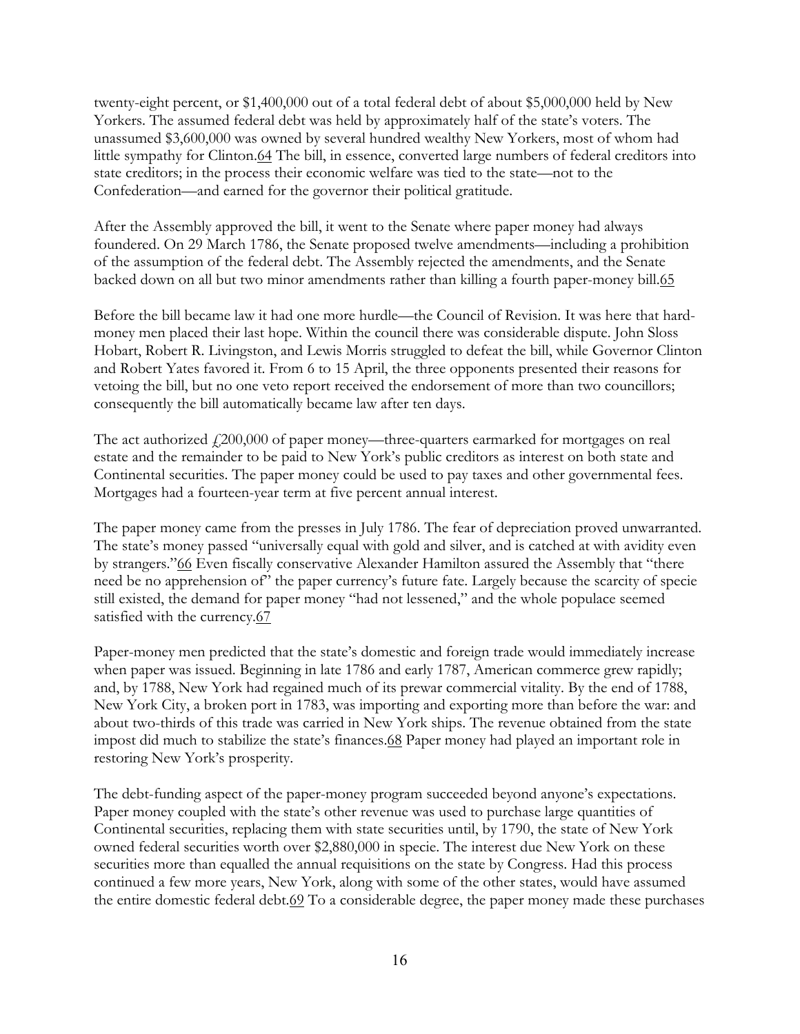twenty-eight percent, or $1,400,000 out of a total federal debt of about $5,000,000 held by New Yorkers. The assumed federal debt was held by approximately half of the state's voters. The unassumed $3,600,000 was owned by several hundred wealthy New Yorkers, most of whom had little sympathy for Clinton.[64] The bill, in essence, converted large numbers of federal creditors into state creditors; in the process their economic welfare was tied to the state—not to the Confederation—and earned for the governor their political gratitude.

After the Assembly approved the bill, it went to the Senate where paper money had always foundered. On 29 March 1786, the Senate proposed twelve amendments—including a prohibition of the assumption of the federal debt. The Assembly rejected the amendments, and the Senate backed down on all but two minor amendments rather than killing a fourth paper-money bill.[65]

Before the bill became law it had one more hurdle—the Council of Revision. It was here that hard-money men placed their last hope. Within the council there was considerable dispute. John Sloss Hobart, Robert R. Livingston, and Lewis Morris struggled to defeat the bill, while Governor Clinton and Robert Yates favored it. From 6 to 15 April, the three opponents presented their reasons for vetoing the bill, but no one veto report received the endorsement of more than two councillors; consequently the bill automatically became law after ten days.

The act authorized £200,000 of paper money—three-quarters earmarked for mortgages on real estate and the remainder to be paid to New York's public creditors as interest on both state and Continental securities. The paper money could be used to pay taxes and other governmental fees. Mortgages had a fourteen-year term at five percent annual interest.

The paper money came from the presses in July 1786. The fear of depreciation proved unwarranted. The state's money passed "universally equal with gold and silver, and is catched at with avidity even by strangers."[66] Even fiscally conservative Alexander Hamilton assured the Assembly that "there need be no apprehension of" the paper currency's future fate. Largely because the scarcity of specie still existed, the demand for paper money "had not lessened," and the whole populace seemed satisfied with the currency.[67]

Paper-money men predicted that the state's domestic and foreign trade would immediately increase when paper was issued. Beginning in late 1786 and early 1787, American commerce grew rapidly; and, by 1788, New York had regained much of its prewar commercial vitality. By the end of 1788, New York City, a broken port in 1783, was importing and exporting more than before the war: and about two-thirds of this trade was carried in New York ships. The revenue obtained from the state impost did much to stabilize the state's finances.[68] Paper money had played an important role in restoring New York's prosperity.

The debt-funding aspect of the paper-money program succeeded beyond anyone's expectations. Paper money coupled with the state's other revenue was used to purchase large quantities of Continental securities, replacing them with state securities until, by 1790, the state of New York owned federal securities worth over $2,880,000 in specie. The interest due New York on these securities more than equalled the annual requisitions on the state by Congress. Had this process continued a few more years, New York, along with some of the other states, would have assumed the entire domestic federal debt.[69] To a considerable degree, the paper money made these purchases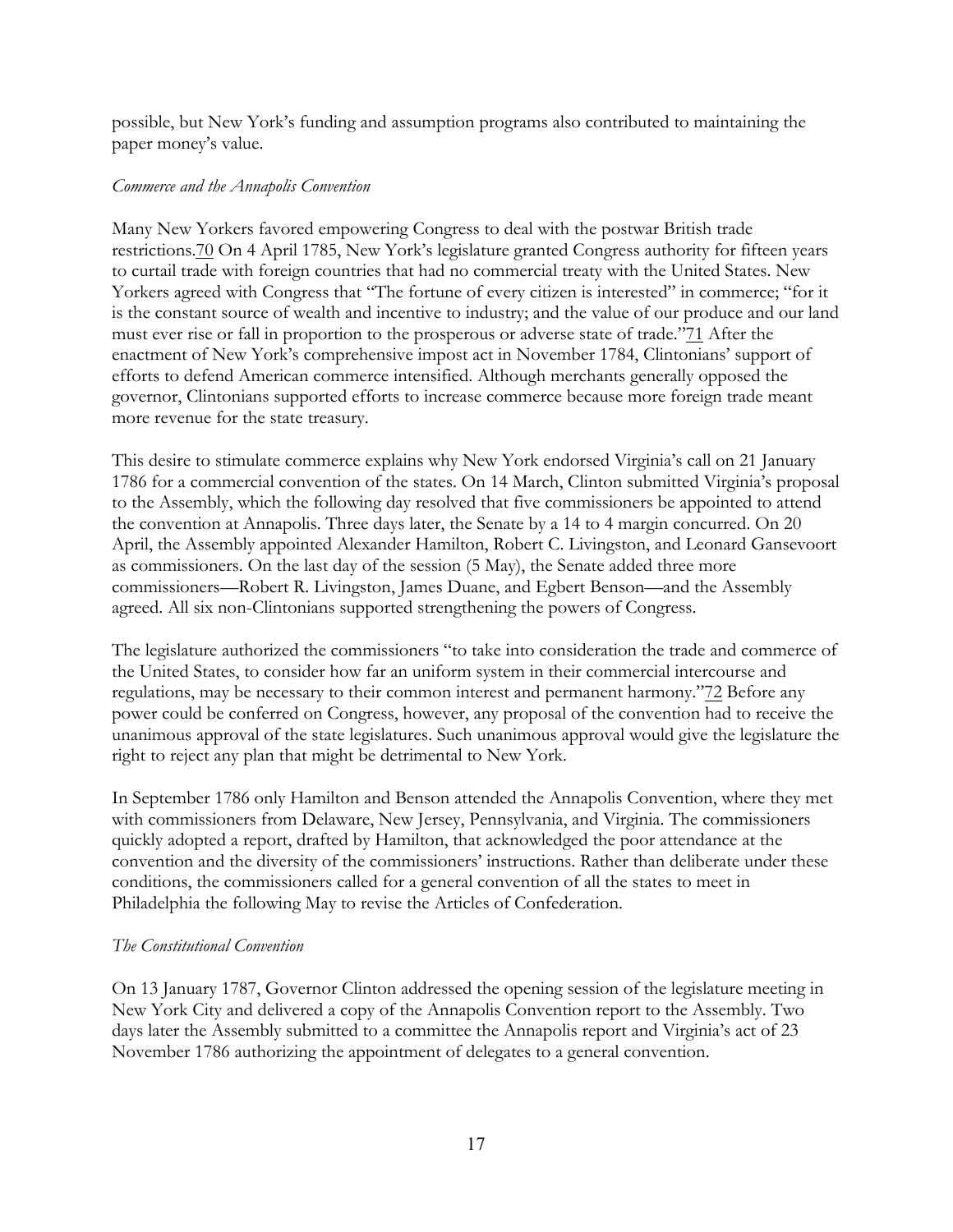possible, but New York's funding and assumption programs also contributed to maintaining the paper money's value.

*Commerce and the Annapolis Convention*

Many New Yorkers favored empowering Congress to deal with the postwar British trade restrictions.[70] On 4 April 1785, New York's legislature granted Congress authority for fifteen years to curtail trade with foreign countries that had no commercial treaty with the United States. New Yorkers agreed with Congress that "The fortune of every citizen is interested" in commerce; "for it is the constant source of wealth and incentive to industry; and the value of our produce and our land must ever rise or fall in proportion to the prosperous or adverse state of trade."[71] After the enactment of New York's comprehensive impost act in November 1784, Clintonians' support of efforts to defend American commerce intensified. Although merchants generally opposed the governor, Clintonians supported efforts to increase commerce because more foreign trade meant more revenue for the state treasury.

This desire to stimulate commerce explains why New York endorsed Virginia's call on 21 January 1786 for a commercial convention of the states. On 14 March, Clinton submitted Virginia's proposal to the Assembly, which the following day resolved that five commissioners be appointed to attend the convention at Annapolis. Three days later, the Senate by a 14 to 4 margin concurred. On 20 April, the Assembly appointed Alexander Hamilton, Robert C. Livingston, and Leonard Gansevoort as commissioners. On the last day of the session (5 May), the Senate added three more commissioners—Robert R. Livingston, James Duane, and Egbert Benson—and the Assembly agreed. All six non-Clintonians supported strengthening the powers of Congress.

The legislature authorized the commissioners "to take into consideration the trade and commerce of the United States, to consider how far an uniform system in their commercial intercourse and regulations, may be necessary to their common interest and permanent harmony."[72] Before any power could be conferred on Congress, however, any proposal of the convention had to receive the unanimous approval of the state legislatures. Such unanimous approval would give the legislature the right to reject any plan that might be detrimental to New York.

In September 1786 only Hamilton and Benson attended the Annapolis Convention, where they met with commissioners from Delaware, New Jersey, Pennsylvania, and Virginia. The commissioners quickly adopted a report, drafted by Hamilton, that acknowledged the poor attendance at the convention and the diversity of the commissioners' instructions. Rather than deliberate under these conditions, the commissioners called for a general convention of all the states to meet in Philadelphia the following May to revise the Articles of Confederation.

*The Constitutional Convention*

On 13 January 1787, Governor Clinton addressed the opening session of the legislature meeting in New York City and delivered a copy of the Annapolis Convention report to the Assembly. Two days later the Assembly submitted to a committee the Annapolis report and Virginia's act of 23 November 1786 authorizing the appointment of delegates to a general convention.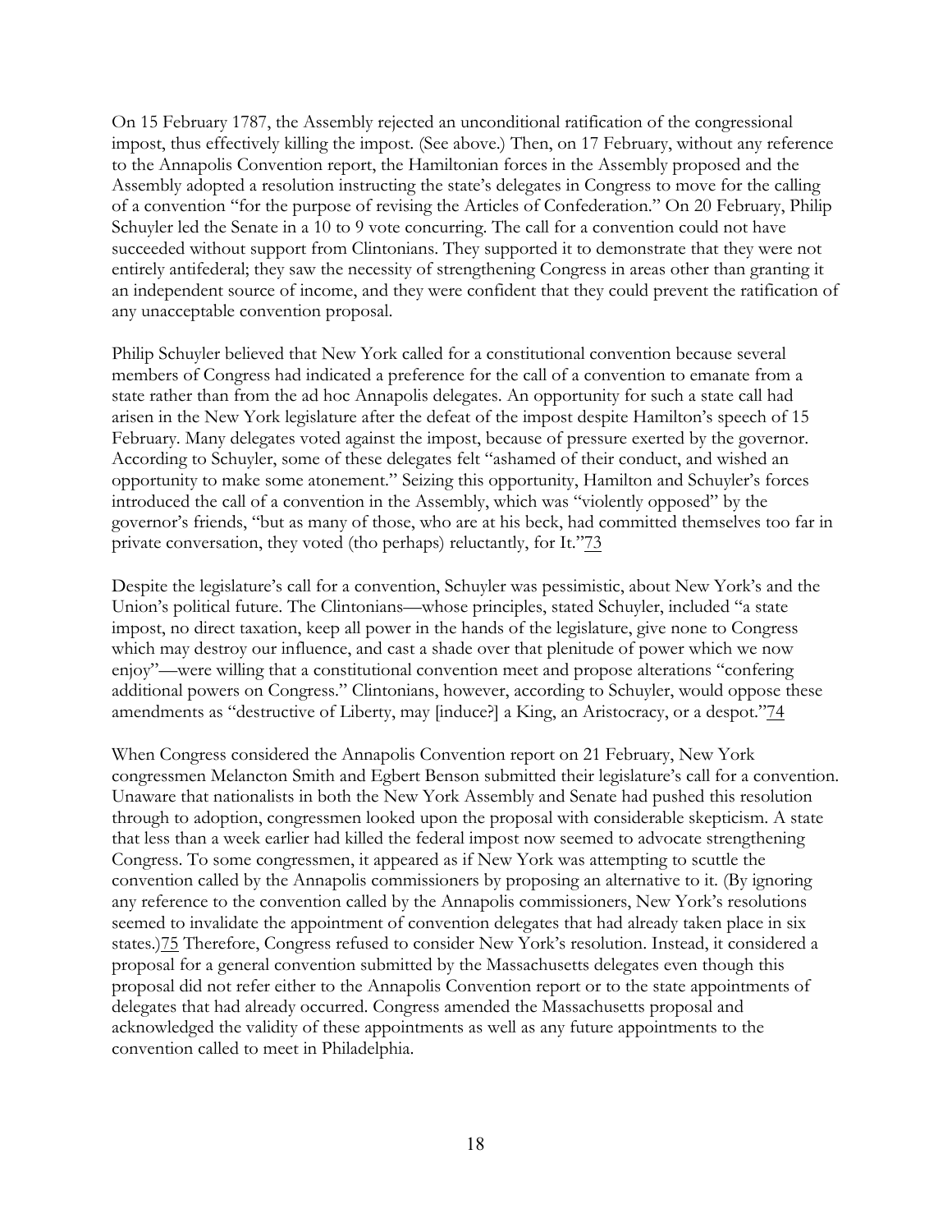On 15 February 1787, the Assembly rejected an unconditional ratification of the congressional impost, thus effectively killing the impost. (See above.) Then, on 17 February, without any reference to the Annapolis Convention report, the Hamiltonian forces in the Assembly proposed and the Assembly adopted a resolution instructing the state's delegates in Congress to move for the calling of a convention "for the purpose of revising the Articles of Confederation." On 20 February, Philip Schuyler led the Senate in a 10 to 9 vote concurring. The call for a convention could not have succeeded without support from Clintonians. They supported it to demonstrate that they were not entirely antifederal; they saw the necessity of strengthening Congress in areas other than granting it an independent source of income, and they were confident that they could prevent the ratification of any unacceptable convention proposal.

Philip Schuyler believed that New York called for a constitutional convention because several members of Congress had indicated a preference for the call of a convention to emanate from a state rather than from the ad hoc Annapolis delegates. An opportunity for such a state call had arisen in the New York legislature after the defeat of the impost despite Hamilton's speech of 15 February. Many delegates voted against the impost, because of pressure exerted by the governor. According to Schuyler, some of these delegates felt "ashamed of their conduct, and wished an opportunity to make some atonement." Seizing this opportunity, Hamilton and Schuyler's forces introduced the call of a convention in the Assembly, which was "violently opposed" by the governor's friends, "but as many of those, who are at his beck, had committed themselves too far in private conversation, they voted (tho perhaps) reluctantly, for It."73

Despite the legislature's call for a convention, Schuyler was pessimistic, about New York's and the Union's political future. The Clintonians—whose principles, stated Schuyler, included "a state impost, no direct taxation, keep all power in the hands of the legislature, give none to Congress which may destroy our influence, and cast a shade over that plenitude of power which we now enjoy"—were willing that a constitutional convention meet and propose alterations "confering additional powers on Congress." Clintonians, however, according to Schuyler, would oppose these amendments as "destructive of Liberty, may [induce?] a King, an Aristocracy, or a despot."74

When Congress considered the Annapolis Convention report on 21 February, New York congressmen Melancton Smith and Egbert Benson submitted their legislature's call for a convention. Unaware that nationalists in both the New York Assembly and Senate had pushed this resolution through to adoption, congressmen looked upon the proposal with considerable skepticism. A state that less than a week earlier had killed the federal impost now seemed to advocate strengthening Congress. To some congressmen, it appeared as if New York was attempting to scuttle the convention called by the Annapolis commissioners by proposing an alternative to it. (By ignoring any reference to the convention called by the Annapolis commissioners, New York's resolutions seemed to invalidate the appointment of convention delegates that had already taken place in six states.)75 Therefore, Congress refused to consider New York's resolution. Instead, it considered a proposal for a general convention submitted by the Massachusetts delegates even though this proposal did not refer either to the Annapolis Convention report or to the state appointments of delegates that had already occurred. Congress amended the Massachusetts proposal and acknowledged the validity of these appointments as well as any future appointments to the convention called to meet in Philadelphia.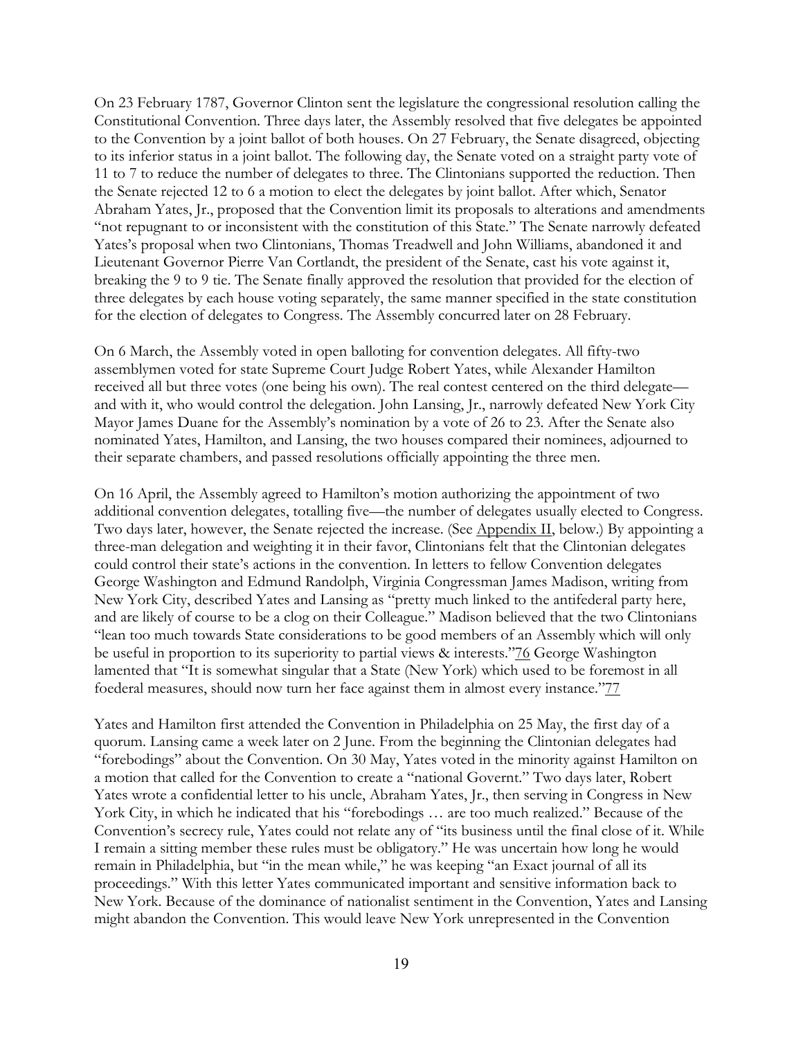On 23 February 1787, Governor Clinton sent the legislature the congressional resolution calling the Constitutional Convention. Three days later, the Assembly resolved that five delegates be appointed to the Convention by a joint ballot of both houses. On 27 February, the Senate disagreed, objecting to its inferior status in a joint ballot. The following day, the Senate voted on a straight party vote of 11 to 7 to reduce the number of delegates to three. The Clintonians supported the reduction. Then the Senate rejected 12 to 6 a motion to elect the delegates by joint ballot. After which, Senator Abraham Yates, Jr., proposed that the Convention limit its proposals to alterations and amendments "not repugnant to or inconsistent with the constitution of this State." The Senate narrowly defeated Yates's proposal when two Clintonians, Thomas Treadwell and John Williams, abandoned it and Lieutenant Governor Pierre Van Cortlandt, the president of the Senate, cast his vote against it, breaking the 9 to 9 tie. The Senate finally approved the resolution that provided for the election of three delegates by each house voting separately, the same manner specified in the state constitution for the election of delegates to Congress. The Assembly concurred later on 28 February.

On 6 March, the Assembly voted in open balloting for convention delegates. All fifty-two assemblymen voted for state Supreme Court Judge Robert Yates, while Alexander Hamilton received all but three votes (one being his own). The real contest centered on the third delegate—and with it, who would control the delegation. John Lansing, Jr., narrowly defeated New York City Mayor James Duane for the Assembly's nomination by a vote of 26 to 23. After the Senate also nominated Yates, Hamilton, and Lansing, the two houses compared their nominees, adjourned to their separate chambers, and passed resolutions officially appointing the three men.

On 16 April, the Assembly agreed to Hamilton's motion authorizing the appointment of two additional convention delegates, totalling five—the number of delegates usually elected to Congress. Two days later, however, the Senate rejected the increase. (See Appendix II, below.) By appointing a three-man delegation and weighting it in their favor, Clintonians felt that the Clintonian delegates could control their state's actions in the convention. In letters to fellow Convention delegates George Washington and Edmund Randolph, Virginia Congressman James Madison, writing from New York City, described Yates and Lansing as "pretty much linked to the antifederal party here, and are likely of course to be a clog on their Colleague." Madison believed that the two Clintonians "lean too much towards State considerations to be good members of an Assembly which will only be useful in proportion to its superiority to partial views & interests."76 George Washington lamented that "It is somewhat singular that a State (New York) which used to be foremost in all foederal measures, should now turn her face against them in almost every instance."77

Yates and Hamilton first attended the Convention in Philadelphia on 25 May, the first day of a quorum. Lansing came a week later on 2 June. From the beginning the Clintonian delegates had "forebodings" about the Convention. On 30 May, Yates voted in the minority against Hamilton on a motion that called for the Convention to create a "national Governt." Two days later, Robert Yates wrote a confidential letter to his uncle, Abraham Yates, Jr., then serving in Congress in New York City, in which he indicated that his "forebodings … are too much realized." Because of the Convention's secrecy rule, Yates could not relate any of "its business until the final close of it. While I remain a sitting member these rules must be obligatory." He was uncertain how long he would remain in Philadelphia, but "in the mean while," he was keeping "an Exact journal of all its proceedings." With this letter Yates communicated important and sensitive information back to New York. Because of the dominance of nationalist sentiment in the Convention, Yates and Lansing might abandon the Convention. This would leave New York unrepresented in the Convention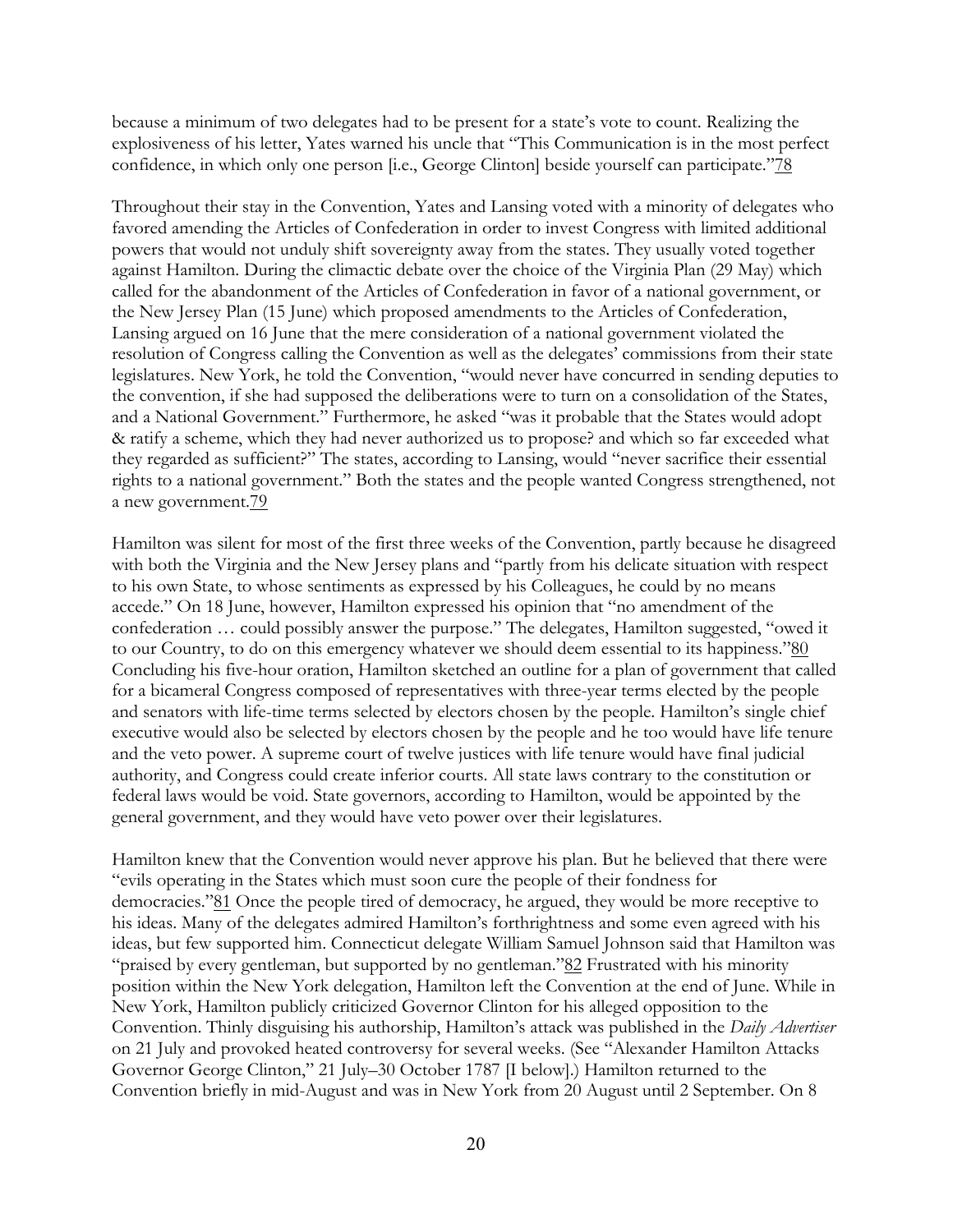because a minimum of two delegates had to be present for a state's vote to count. Realizing the explosiveness of his letter, Yates warned his uncle that "This Communication is in the most perfect confidence, in which only one person [i.e., George Clinton] beside yourself can participate."[78]

Throughout their stay in the Convention, Yates and Lansing voted with a minority of delegates who favored amending the Articles of Confederation in order to invest Congress with limited additional powers that would not unduly shift sovereignty away from the states. They usually voted together against Hamilton. During the climactic debate over the choice of the Virginia Plan (29 May) which called for the abandonment of the Articles of Confederation in favor of a national government, or the New Jersey Plan (15 June) which proposed amendments to the Articles of Confederation, Lansing argued on 16 June that the mere consideration of a national government violated the resolution of Congress calling the Convention as well as the delegates' commissions from their state legislatures. New York, he told the Convention, "would never have concurred in sending deputies to the convention, if she had supposed the deliberations were to turn on a consolidation of the States, and a National Government." Furthermore, he asked "was it probable that the States would adopt & ratify a scheme, which they had never authorized us to propose? and which so far exceeded what they regarded as sufficient?" The states, according to Lansing, would "never sacrifice their essential rights to a national government." Both the states and the people wanted Congress strengthened, not a new government.[79]

Hamilton was silent for most of the first three weeks of the Convention, partly because he disagreed with both the Virginia and the New Jersey plans and "partly from his delicate situation with respect to his own State, to whose sentiments as expressed by his Colleagues, he could by no means accede." On 18 June, however, Hamilton expressed his opinion that "no amendment of the confederation … could possibly answer the purpose." The delegates, Hamilton suggested, "owed it to our Country, to do on this emergency whatever we should deem essential to its happiness."[80] Concluding his five-hour oration, Hamilton sketched an outline for a plan of government that called for a bicameral Congress composed of representatives with three-year terms elected by the people and senators with life-time terms selected by electors chosen by the people. Hamilton's single chief executive would also be selected by electors chosen by the people and he too would have life tenure and the veto power. A supreme court of twelve justices with life tenure would have final judicial authority, and Congress could create inferior courts. All state laws contrary to the constitution or federal laws would be void. State governors, according to Hamilton, would be appointed by the general government, and they would have veto power over their legislatures.

Hamilton knew that the Convention would never approve his plan. But he believed that there were "evils operating in the States which must soon cure the people of their fondness for democracies."[81] Once the people tired of democracy, he argued, they would be more receptive to his ideas. Many of the delegates admired Hamilton's forthrightness and some even agreed with his ideas, but few supported him. Connecticut delegate William Samuel Johnson said that Hamilton was "praised by every gentleman, but supported by no gentleman."[82] Frustrated with his minority position within the New York delegation, Hamilton left the Convention at the end of June. While in New York, Hamilton publicly criticized Governor Clinton for his alleged opposition to the Convention. Thinly disguising his authorship, Hamilton's attack was published in the *Daily Advertiser* on 21 July and provoked heated controversy for several weeks. (See "Alexander Hamilton Attacks Governor George Clinton," 21 July–30 October 1787 [I below].) Hamilton returned to the Convention briefly in mid-August and was in New York from 20 August until 2 September. On 8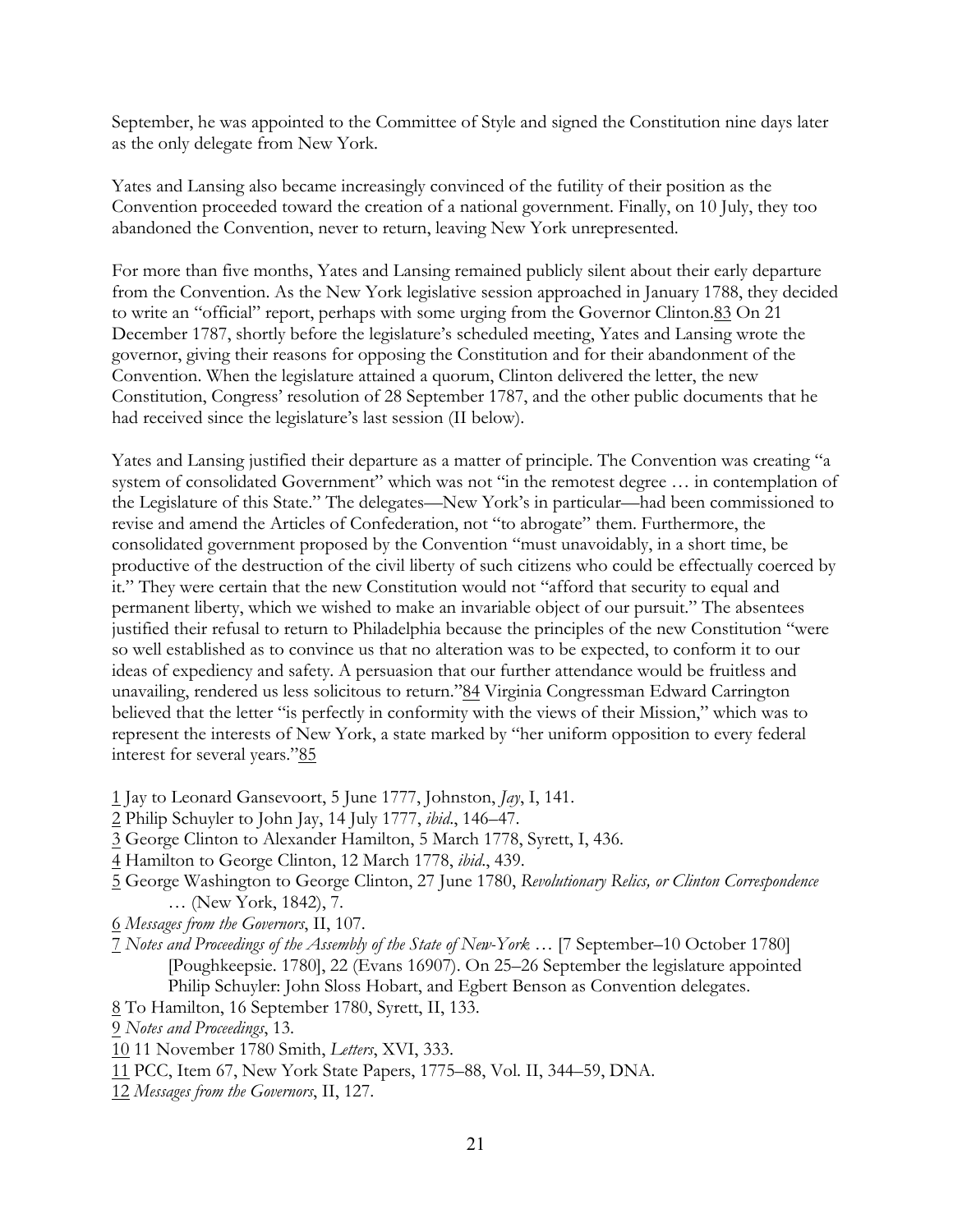September, he was appointed to the Committee of Style and signed the Constitution nine days later as the only delegate from New York.

Yates and Lansing also became increasingly convinced of the futility of their position as the Convention proceeded toward the creation of a national government. Finally, on 10 July, they too abandoned the Convention, never to return, leaving New York unrepresented.

For more than five months, Yates and Lansing remained publicly silent about their early departure from the Convention. As the New York legislative session approached in January 1788, they decided to write an "official" report, perhaps with some urging from the Governor Clinton.83 On 21 December 1787, shortly before the legislature's scheduled meeting, Yates and Lansing wrote the governor, giving their reasons for opposing the Constitution and for their abandonment of the Convention. When the legislature attained a quorum, Clinton delivered the letter, the new Constitution, Congress' resolution of 28 September 1787, and the other public documents that he had received since the legislature's last session (II below).

Yates and Lansing justified their departure as a matter of principle. The Convention was creating "a system of consolidated Government" which was not "in the remotest degree … in contemplation of the Legislature of this State." The delegates—New York's in particular—had been commissioned to revise and amend the Articles of Confederation, not "to abrogate" them. Furthermore, the consolidated government proposed by the Convention "must unavoidably, in a short time, be productive of the destruction of the civil liberty of such citizens who could be effectually coerced by it." They were certain that the new Constitution would not "afford that security to equal and permanent liberty, which we wished to make an invariable object of our pursuit." The absentees justified their refusal to return to Philadelphia because the principles of the new Constitution "were so well established as to convince us that no alteration was to be expected, to conform it to our ideas of expediency and safety. A persuasion that our further attendance would be fruitless and unavailing, rendered us less solicitous to return."84 Virginia Congressman Edward Carrington believed that the letter "is perfectly in conformity with the views of their Mission," which was to represent the interests of New York, a state marked by "her uniform opposition to every federal interest for several years."85

1 Jay to Leonard Gansevoort, 5 June 1777, Johnston, *Jay*, I, 141.
2 Philip Schuyler to John Jay, 14 July 1777, *ibid*., 146–47.
3 George Clinton to Alexander Hamilton, 5 March 1778, Syrett, I, 436.
4 Hamilton to George Clinton, 12 March 1778, *ibid*., 439.
5 George Washington to George Clinton, 27 June 1780, *Revolutionary Relics, or Clinton Correspondence* … (New York, 1842), 7.
6 *Messages from the Governors*, II, 107.
7 *Notes and Proceedings of the Assembly of the State of New-York* … [7 September–10 October 1780] [Poughkeepsie. 1780], 22 (Evans 16907). On 25–26 September the legislature appointed Philip Schuyler: John Sloss Hobart, and Egbert Benson as Convention delegates.
8 To Hamilton, 16 September 1780, Syrett, II, 133.
9 *Notes and Proceedings*, 13.
10 11 November 1780 Smith, *Letters*, XVI, 333.
11 PCC, Item 67, New York State Papers, 1775–88, Vol. II, 344–59, DNA.
12 *Messages from the Governors*, II, 127.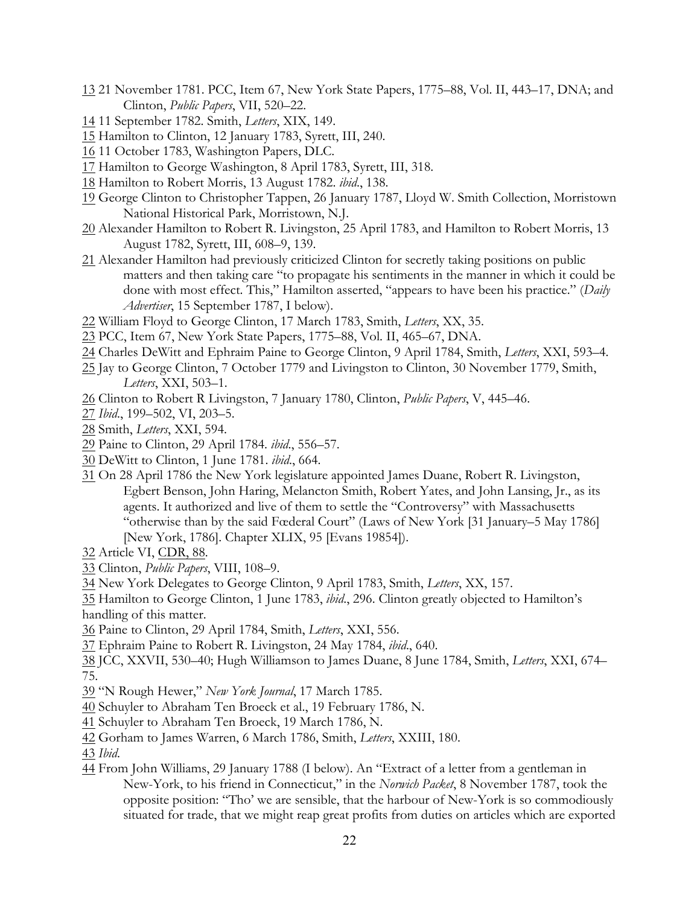13 21 November 1781. PCC, Item 67, New York State Papers, 1775–88, Vol. II, 443–17, DNA; and Clinton, *Public Papers*, VII, 520–22.

14 11 September 1782. Smith, *Letters*, XIX, 149.

15 Hamilton to Clinton, 12 January 1783, Syrett, III, 240.

16 11 October 1783, Washington Papers, DLC.

17 Hamilton to George Washington, 8 April 1783, Syrett, III, 318.

18 Hamilton to Robert Morris, 13 August 1782. *ibid*., 138.

19 George Clinton to Christopher Tappen, 26 January 1787, Lloyd W. Smith Collection, Morristown National Historical Park, Morristown, N.J.

20 Alexander Hamilton to Robert R. Livingston, 25 April 1783, and Hamilton to Robert Morris, 13 August 1782, Syrett, III, 608–9, 139.

21 Alexander Hamilton had previously criticized Clinton for secretly taking positions on public matters and then taking care "to propagate his sentiments in the manner in which it could be done with most effect. This," Hamilton asserted, "appears to have been his practice." (*Daily Advertiser*, 15 September 1787, I below).

22 William Floyd to George Clinton, 17 March 1783, Smith, *Letters*, XX, 35.

23 PCC, Item 67, New York State Papers, 1775–88, Vol. II, 465–67, DNA.

24 Charles DeWitt and Ephraim Paine to George Clinton, 9 April 1784, Smith, *Letters*, XXI, 593–4.

25 Jay to George Clinton, 7 October 1779 and Livingston to Clinton, 30 November 1779, Smith, *Letters*, XXI, 503–1.

26 Clinton to Robert R Livingston, 7 January 1780, Clinton, *Public Papers*, V, 445–46.

27 *Ibid*., 199–502, VI, 203–5.

28 Smith, *Letters*, XXI, 594.

29 Paine to Clinton, 29 April 1784. *ibid*., 556–57.

30 DeWitt to Clinton, 1 June 1781. *ibid*., 664.

31 On 28 April 1786 the New York legislature appointed James Duane, Robert R. Livingston, Egbert Benson, John Haring, Melancton Smith, Robert Yates, and John Lansing, Jr., as its agents. It authorized and live of them to settle the "Controversy" with Massachusetts "otherwise than by the said Fœderal Court" (Laws of New York [31 January–5 May 1786] [New York, 1786]. Chapter XLIX, 95 [Evans 19854]).

32 Article VI, CDR, 88.

33 Clinton, *Public Papers*, VIII, 108–9.

34 New York Delegates to George Clinton, 9 April 1783, Smith, *Letters*, XX, 157.

35 Hamilton to George Clinton, 1 June 1783, *ibid*., 296. Clinton greatly objected to Hamilton's handling of this matter.

36 Paine to Clinton, 29 April 1784, Smith, *Letters*, XXI, 556.

37 Ephraim Paine to Robert R. Livingston, 24 May 1784, *ibid*., 640.

38 JCC, XXVII, 530–40; Hugh Williamson to James Duane, 8 June 1784, Smith, *Letters*, XXI, 674–75.

39 "N Rough Hewer," *New York Journal*, 17 March 1785.

40 Schuyler to Abraham Ten Broeck et al., 19 February 1786, N.

41 Schuyler to Abraham Ten Broeck, 19 March 1786, N.

42 Gorham to James Warren, 6 March 1786, Smith, *Letters*, XXIII, 180.

43 *Ibid*.

44 From John Williams, 29 January 1788 (I below). An "Extract of a letter from a gentleman in New-York, to his friend in Connecticut," in the *Norwich Packet*, 8 November 1787, took the opposite position: "Tho' we are sensible, that the harbour of New-York is so commodiously situated for trade, that we might reap great profits from duties on articles which are exported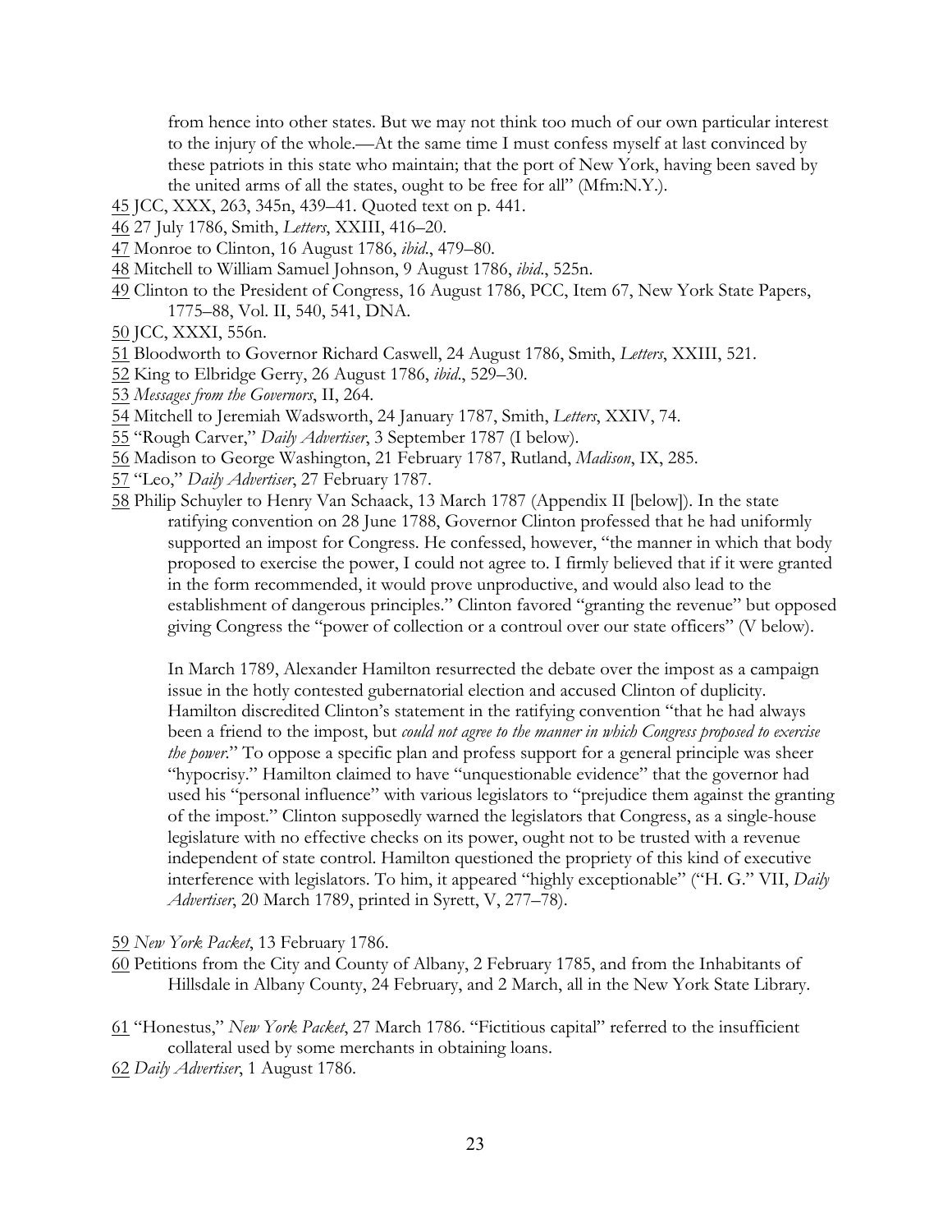from hence into other states. But we may not think too much of our own particular interest to the injury of the whole.—At the same time I must confess myself at last convinced by these patriots in this state who maintain; that the port of New York, having been saved by the united arms of all the states, ought to be free for all" (Mfm:N.Y.).

45 JCC, XXX, 263, 345n, 439–41. Quoted text on p. 441.

46 27 July 1786, Smith, *Letters*, XXIII, 416–20.

47 Monroe to Clinton, 16 August 1786, *ibid*., 479–80.

48 Mitchell to William Samuel Johnson, 9 August 1786, *ibid*., 525n.

49 Clinton to the President of Congress, 16 August 1786, PCC, Item 67, New York State Papers, 1775–88, Vol. II, 540, 541, DNA.

50 JCC, XXXI, 556n.

51 Bloodworth to Governor Richard Caswell, 24 August 1786, Smith, *Letters*, XXIII, 521.

52 King to Elbridge Gerry, 26 August 1786, *ibid*., 529–30.

53 *Messages from the Governors*, II, 264.

54 Mitchell to Jeremiah Wadsworth, 24 January 1787, Smith, *Letters*, XXIV, 74.

55 "Rough Carver," *Daily Advertiser*, 3 September 1787 (I below).

56 Madison to George Washington, 21 February 1787, Rutland, *Madison*, IX, 285.

57 "Leo," *Daily Advertiser*, 27 February 1787.

58 Philip Schuyler to Henry Van Schaack, 13 March 1787 (Appendix II [below]). In the state ratifying convention on 28 June 1788, Governor Clinton professed that he had uniformly supported an impost for Congress. He confessed, however, "the manner in which that body proposed to exercise the power, I could not agree to. I firmly believed that if it were granted in the form recommended, it would prove unproductive, and would also lead to the establishment of dangerous principles." Clinton favored "granting the revenue" but opposed giving Congress the "power of collection or a controul over our state officers" (V below).

In March 1789, Alexander Hamilton resurrected the debate over the impost as a campaign issue in the hotly contested gubernatorial election and accused Clinton of duplicity. Hamilton discredited Clinton's statement in the ratifying convention "that he had always been a friend to the impost, but *could not agree to the manner in which Congress proposed to exercise the power*." To oppose a specific plan and profess support for a general principle was sheer "hypocrisy." Hamilton claimed to have "unquestionable evidence" that the governor had used his "personal influence" with various legislators to "prejudice them against the granting of the impost." Clinton supposedly warned the legislators that Congress, as a single-house legislature with no effective checks on its power, ought not to be trusted with a revenue independent of state control. Hamilton questioned the propriety of this kind of executive interference with legislators. To him, it appeared "highly exceptionable" ("H. G." VII, *Daily Advertiser*, 20 March 1789, printed in Syrett, V, 277–78).

59 *New York Packet*, 13 February 1786.

60 Petitions from the City and County of Albany, 2 February 1785, and from the Inhabitants of Hillsdale in Albany County, 24 February, and 2 March, all in the New York State Library.

61 "Honestus," *New York Packet*, 27 March 1786. "Fictitious capital" referred to the insufficient collateral used by some merchants in obtaining loans.

62 *Daily Advertiser*, 1 August 1786.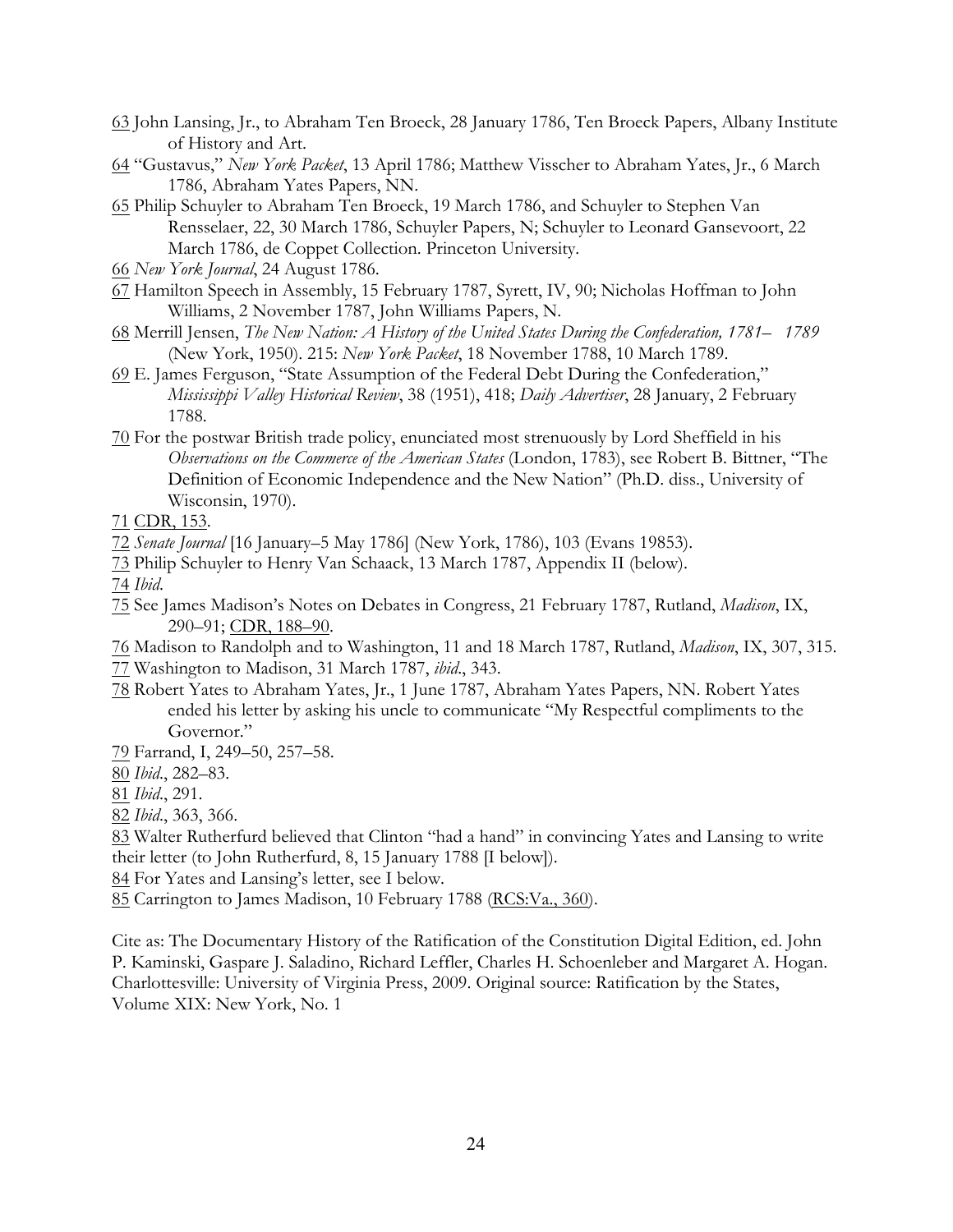63 John Lansing, Jr., to Abraham Ten Broeck, 28 January 1786, Ten Broeck Papers, Albany Institute of History and Art.

64 "Gustavus," *New York Packet*, 13 April 1786; Matthew Visscher to Abraham Yates, Jr., 6 March 1786, Abraham Yates Papers, NN.

65 Philip Schuyler to Abraham Ten Broeck, 19 March 1786, and Schuyler to Stephen Van Rensselaer, 22, 30 March 1786, Schuyler Papers, N; Schuyler to Leonard Gansevoort, 22 March 1786, de Coppet Collection. Princeton University.

66 *New York Journal*, 24 August 1786.

67 Hamilton Speech in Assembly, 15 February 1787, Syrett, IV, 90; Nicholas Hoffman to John Williams, 2 November 1787, John Williams Papers, N.

68 Merrill Jensen, *The New Nation: A History of the United States During the Confederation, 1781– 1789* (New York, 1950). 215: *New York Packet*, 18 November 1788, 10 March 1789.

69 E. James Ferguson, "State Assumption of the Federal Debt During the Confederation," *Mississippi Valley Historical Review*, 38 (1951), 418; *Daily Advertiser*, 28 January, 2 February 1788.

70 For the postwar British trade policy, enunciated most strenuously by Lord Sheffield in his *Observations on the Commerce of the American States* (London, 1783), see Robert B. Bittner, "The Definition of Economic Independence and the New Nation" (Ph.D. diss., University of Wisconsin, 1970).

71 CDR, 153.

72 *Senate Journal* [16 January–5 May 1786] (New York, 1786), 103 (Evans 19853).

73 Philip Schuyler to Henry Van Schaack, 13 March 1787, Appendix II (below).

74 *Ibid*.

75 See James Madison's Notes on Debates in Congress, 21 February 1787, Rutland, *Madison*, IX, 290–91; CDR, 188–90.

76 Madison to Randolph and to Washington, 11 and 18 March 1787, Rutland, *Madison*, IX, 307, 315.

77 Washington to Madison, 31 March 1787, *ibid*., 343.

78 Robert Yates to Abraham Yates, Jr., 1 June 1787, Abraham Yates Papers, NN. Robert Yates ended his letter by asking his uncle to communicate "My Respectful compliments to the Governor."

79 Farrand, I, 249–50, 257–58.

80 *Ibid*., 282–83.

81 *Ibid*., 291.

82 *Ibid*., 363, 366.

83 Walter Rutherfurd believed that Clinton "had a hand" in convincing Yates and Lansing to write their letter (to John Rutherfurd, 8, 15 January 1788 [I below]).

84 For Yates and Lansing's letter, see I below.

85 Carrington to James Madison, 10 February 1788 (RCS:Va., 360).

Cite as: The Documentary History of the Ratification of the Constitution Digital Edition, ed. John P. Kaminski, Gaspare J. Saladino, Richard Leffler, Charles H. Schoenleber and Margaret A. Hogan. Charlottesville: University of Virginia Press, 2009. Original source: Ratification by the States, Volume XIX: New York, No. 1